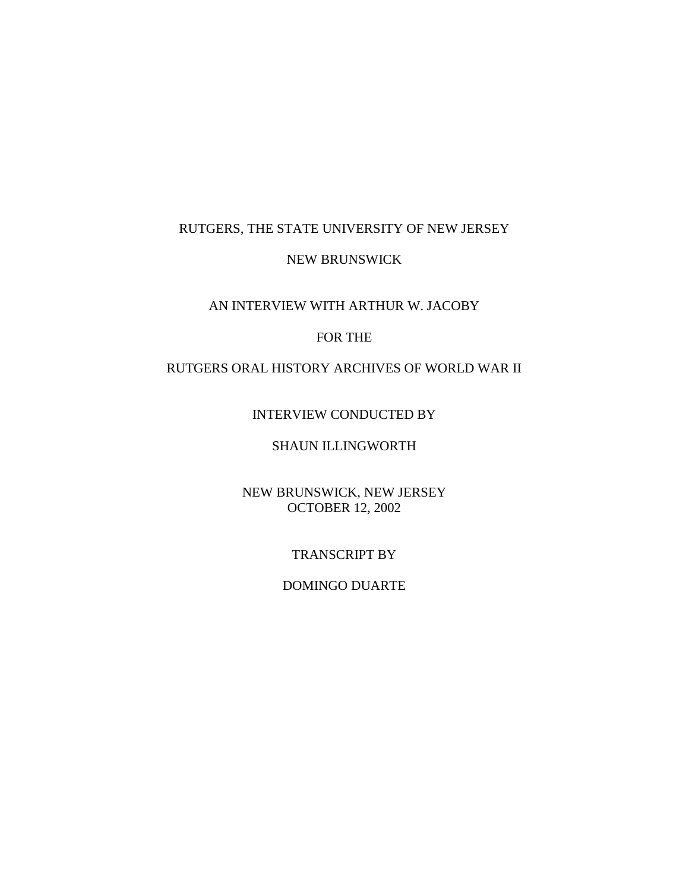RUTGERS, THE STATE UNIVERSITY OF NEW JERSEY

NEW BRUNSWICK

AN INTERVIEW WITH ARTHUR W. JACOBY

FOR THE

RUTGERS ORAL HISTORY ARCHIVES OF WORLD WAR II

INTERVIEW CONDUCTED BY

SHAUN ILLINGWORTH

NEW BRUNSWICK, NEW JERSEY
OCTOBER 12, 2002

TRANSCRIPT BY

DOMINGO DUARTE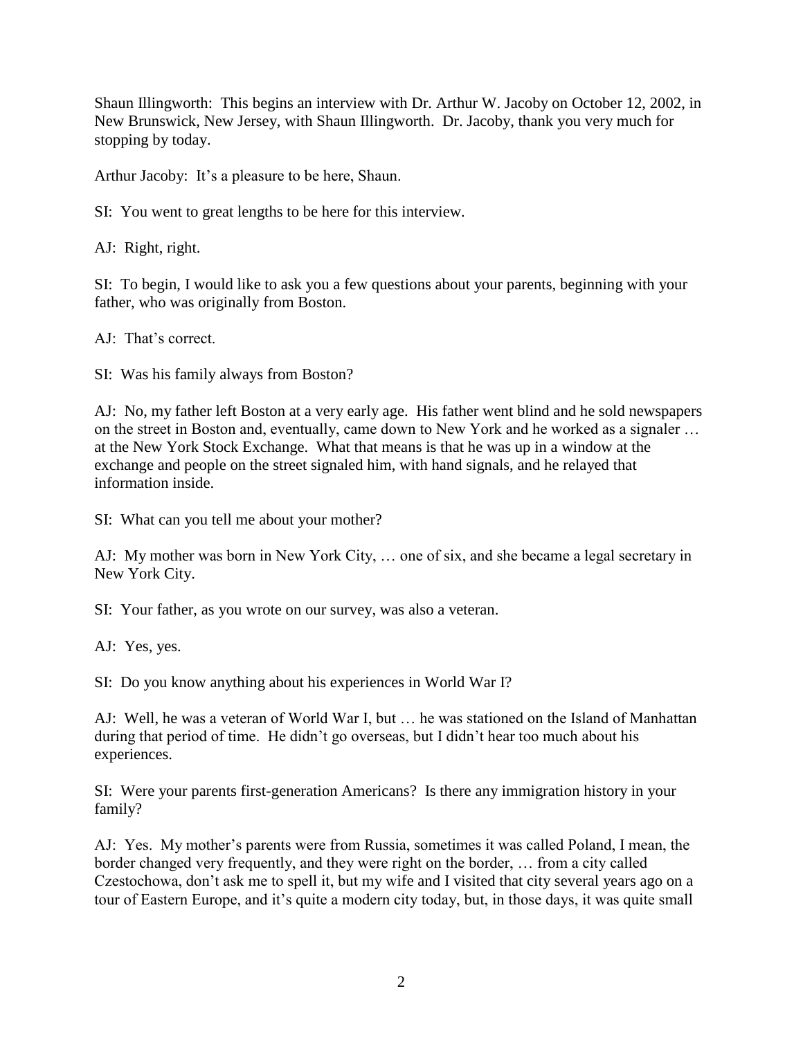Shaun Illingworth: This begins an interview with Dr. Arthur W. Jacoby on October 12, 2002, in New Brunswick, New Jersey, with Shaun Illingworth. Dr. Jacoby, thank you very much for stopping by today.

Arthur Jacoby: It's a pleasure to be here, Shaun.

SI: You went to great lengths to be here for this interview.

AJ: Right, right.

SI: To begin, I would like to ask you a few questions about your parents, beginning with your father, who was originally from Boston.

AJ: That's correct.

SI: Was his family always from Boston?

AJ: No, my father left Boston at a very early age. His father went blind and he sold newspapers on the street in Boston and, eventually, came down to New York and he worked as a signaler … at the New York Stock Exchange. What that means is that he was up in a window at the exchange and people on the street signaled him, with hand signals, and he relayed that information inside.

SI: What can you tell me about your mother?

AJ: My mother was born in New York City, … one of six, and she became a legal secretary in New York City.

SI: Your father, as you wrote on our survey, was also a veteran.

AJ: Yes, yes.

SI: Do you know anything about his experiences in World War I?

AJ: Well, he was a veteran of World War I, but … he was stationed on the Island of Manhattan during that period of time. He didn't go overseas, but I didn't hear too much about his experiences.

SI: Were your parents first-generation Americans? Is there any immigration history in your family?

AJ: Yes. My mother's parents were from Russia, sometimes it was called Poland, I mean, the border changed very frequently, and they were right on the border, … from a city called Czestochowa, don't ask me to spell it, but my wife and I visited that city several years ago on a tour of Eastern Europe, and it's quite a modern city today, but, in those days, it was quite small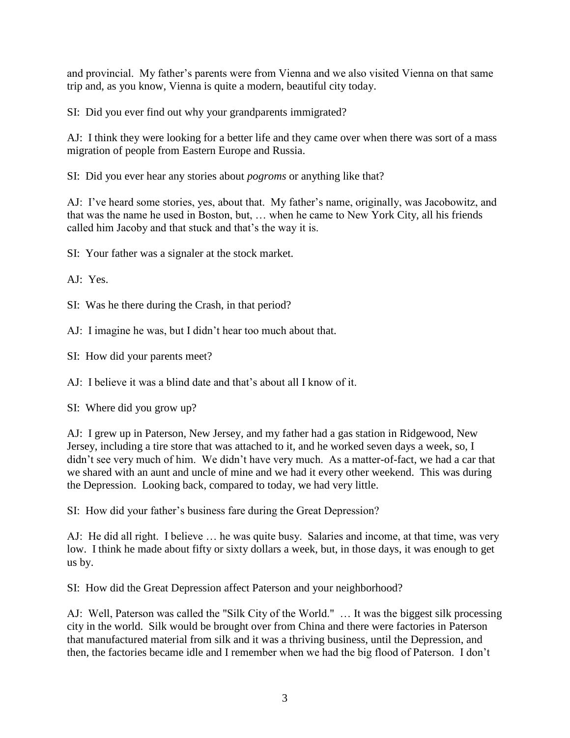and provincial. My father's parents were from Vienna and we also visited Vienna on that same trip and, as you know, Vienna is quite a modern, beautiful city today.

SI: Did you ever find out why your grandparents immigrated?

AJ: I think they were looking for a better life and they came over when there was sort of a mass migration of people from Eastern Europe and Russia.

SI: Did you ever hear any stories about *pogroms* or anything like that?

AJ: I've heard some stories, yes, about that. My father's name, originally, was Jacobowitz, and that was the name he used in Boston, but, … when he came to New York City, all his friends called him Jacoby and that stuck and that's the way it is.

SI: Your father was a signaler at the stock market.

AJ: Yes.

SI: Was he there during the Crash, in that period?

AJ: I imagine he was, but I didn't hear too much about that.

SI: How did your parents meet?

AJ: I believe it was a blind date and that's about all I know of it.

SI: Where did you grow up?

AJ: I grew up in Paterson, New Jersey, and my father had a gas station in Ridgewood, New Jersey, including a tire store that was attached to it, and he worked seven days a week, so, I didn't see very much of him. We didn't have very much. As a matter-of-fact, we had a car that we shared with an aunt and uncle of mine and we had it every other weekend. This was during the Depression. Looking back, compared to today, we had very little.

SI: How did your father's business fare during the Great Depression?

AJ: He did all right. I believe … he was quite busy. Salaries and income, at that time, was very low. I think he made about fifty or sixty dollars a week, but, in those days, it was enough to get us by.

SI: How did the Great Depression affect Paterson and your neighborhood?

AJ: Well, Paterson was called the "Silk City of the World." … It was the biggest silk processing city in the world. Silk would be brought over from China and there were factories in Paterson that manufactured material from silk and it was a thriving business, until the Depression, and then, the factories became idle and I remember when we had the big flood of Paterson. I don't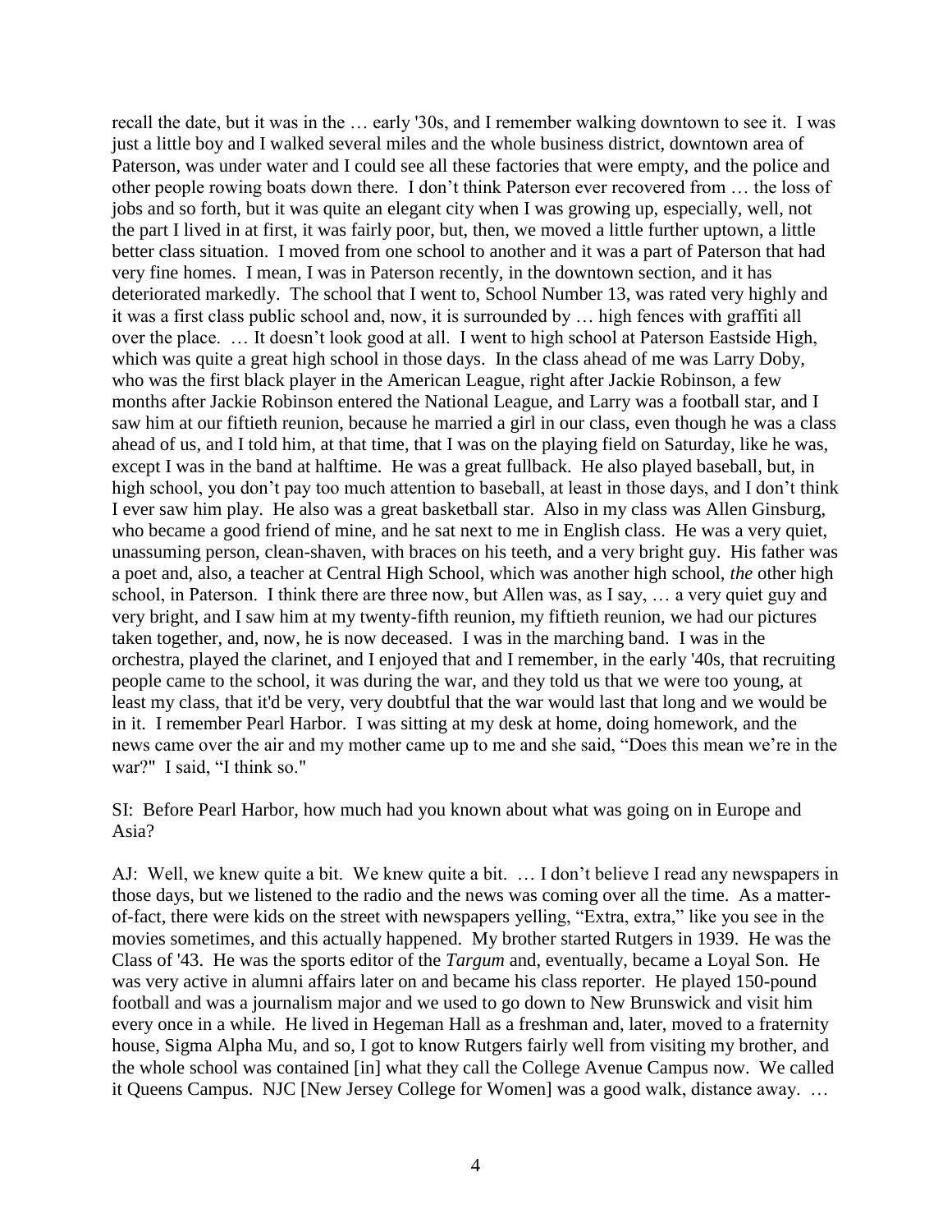recall the date, but it was in the … early '30s, and I remember walking downtown to see it. I was just a little boy and I walked several miles and the whole business district, downtown area of Paterson, was under water and I could see all these factories that were empty, and the police and other people rowing boats down there. I don't think Paterson ever recovered from … the loss of jobs and so forth, but it was quite an elegant city when I was growing up, especially, well, not the part I lived in at first, it was fairly poor, but, then, we moved a little further uptown, a little better class situation. I moved from one school to another and it was a part of Paterson that had very fine homes. I mean, I was in Paterson recently, in the downtown section, and it has deteriorated markedly. The school that I went to, School Number 13, was rated very highly and it was a first class public school and, now, it is surrounded by … high fences with graffiti all over the place. … It doesn't look good at all. I went to high school at Paterson Eastside High, which was quite a great high school in those days. In the class ahead of me was Larry Doby, who was the first black player in the American League, right after Jackie Robinson, a few months after Jackie Robinson entered the National League, and Larry was a football star, and I saw him at our fiftieth reunion, because he married a girl in our class, even though he was a class ahead of us, and I told him, at that time, that I was on the playing field on Saturday, like he was, except I was in the band at halftime. He was a great fullback. He also played baseball, but, in high school, you don't pay too much attention to baseball, at least in those days, and I don't think I ever saw him play. He also was a great basketball star. Also in my class was Allen Ginsburg, who became a good friend of mine, and he sat next to me in English class. He was a very quiet, unassuming person, clean-shaven, with braces on his teeth, and a very bright guy. His father was a poet and, also, a teacher at Central High School, which was another high school, *the* other high school, in Paterson. I think there are three now, but Allen was, as I say, … a very quiet guy and very bright, and I saw him at my twenty-fifth reunion, my fiftieth reunion, we had our pictures taken together, and, now, he is now deceased. I was in the marching band. I was in the orchestra, played the clarinet, and I enjoyed that and I remember, in the early '40s, that recruiting people came to the school, it was during the war, and they told us that we were too young, at least my class, that it'd be very, very doubtful that the war would last that long and we would be in it. I remember Pearl Harbor. I was sitting at my desk at home, doing homework, and the news came over the air and my mother came up to me and she said, "Does this mean we're in the war?" I said, "I think so."

SI: Before Pearl Harbor, how much had you known about what was going on in Europe and Asia?

AJ: Well, we knew quite a bit. We knew quite a bit. … I don't believe I read any newspapers in those days, but we listened to the radio and the news was coming over all the time. As a matter-of-fact, there were kids on the street with newspapers yelling, "Extra, extra," like you see in the movies sometimes, and this actually happened. My brother started Rutgers in 1939. He was the Class of '43. He was the sports editor of the *Targum* and, eventually, became a Loyal Son. He was very active in alumni affairs later on and became his class reporter. He played 150-pound football and was a journalism major and we used to go down to New Brunswick and visit him every once in a while. He lived in Hegeman Hall as a freshman and, later, moved to a fraternity house, Sigma Alpha Mu, and so, I got to know Rutgers fairly well from visiting my brother, and the whole school was contained [in] what they call the College Avenue Campus now. We called it Queens Campus. NJC [New Jersey College for Women] was a good walk, distance away. …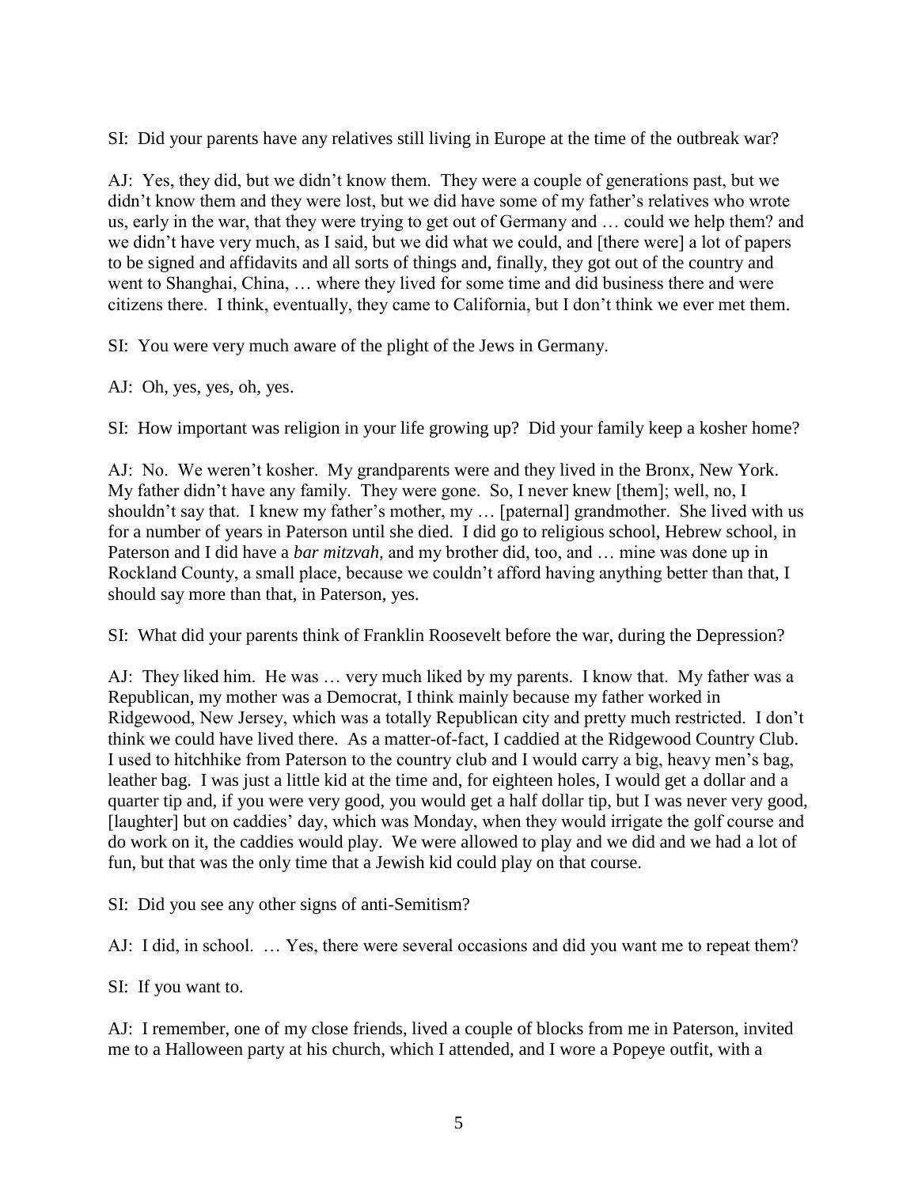SI: Did your parents have any relatives still living in Europe at the time of the outbreak war?

AJ: Yes, they did, but we didn't know them. They were a couple of generations past, but we didn't know them and they were lost, but we did have some of my father's relatives who wrote us, early in the war, that they were trying to get out of Germany and … could we help them? and we didn't have very much, as I said, but we did what we could, and [there were] a lot of papers to be signed and affidavits and all sorts of things and, finally, they got out of the country and went to Shanghai, China, … where they lived for some time and did business there and were citizens there. I think, eventually, they came to California, but I don't think we ever met them.

SI: You were very much aware of the plight of the Jews in Germany.

AJ: Oh, yes, yes, oh, yes.

SI: How important was religion in your life growing up? Did your family keep a kosher home?

AJ: No. We weren't kosher. My grandparents were and they lived in the Bronx, New York. My father didn't have any family. They were gone. So, I never knew [them]; well, no, I shouldn't say that. I knew my father's mother, my … [paternal] grandmother. She lived with us for a number of years in Paterson until she died. I did go to religious school, Hebrew school, in Paterson and I did have a *bar mitzvah,* and my brother did, too, and … mine was done up in Rockland County, a small place, because we couldn't afford having anything better than that, I should say more than that, in Paterson, yes.

SI: What did your parents think of Franklin Roosevelt before the war, during the Depression?

AJ: They liked him. He was … very much liked by my parents. I know that. My father was a Republican, my mother was a Democrat, I think mainly because my father worked in Ridgewood, New Jersey, which was a totally Republican city and pretty much restricted. I don't think we could have lived there. As a matter-of-fact, I caddied at the Ridgewood Country Club. I used to hitchhike from Paterson to the country club and I would carry a big, heavy men's bag, leather bag. I was just a little kid at the time and, for eighteen holes, I would get a dollar and a quarter tip and, if you were very good, you would get a half dollar tip, but I was never very good, [laughter] but on caddies' day, which was Monday, when they would irrigate the golf course and do work on it, the caddies would play. We were allowed to play and we did and we had a lot of fun, but that was the only time that a Jewish kid could play on that course.

SI: Did you see any other signs of anti-Semitism?

AJ: I did, in school. … Yes, there were several occasions and did you want me to repeat them?

SI: If you want to.

AJ: I remember, one of my close friends, lived a couple of blocks from me in Paterson, invited me to a Halloween party at his church, which I attended, and I wore a Popeye outfit, with a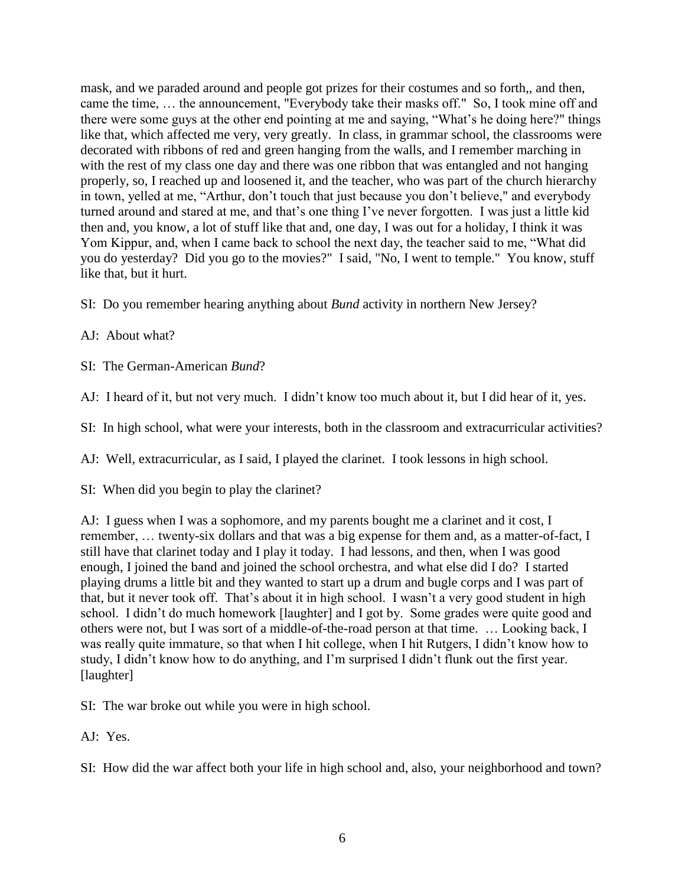mask, and we paraded around and people got prizes for their costumes and so forth,, and then, came the time, … the announcement, "Everybody take their masks off." So, I took mine off and there were some guys at the other end pointing at me and saying, "What's he doing here?" things like that, which affected me very, very greatly. In class, in grammar school, the classrooms were decorated with ribbons of red and green hanging from the walls, and I remember marching in with the rest of my class one day and there was one ribbon that was entangled and not hanging properly, so, I reached up and loosened it, and the teacher, who was part of the church hierarchy in town, yelled at me, "Arthur, don't touch that just because you don't believe," and everybody turned around and stared at me, and that's one thing I've never forgotten. I was just a little kid then and, you know, a lot of stuff like that and, one day, I was out for a holiday, I think it was Yom Kippur, and, when I came back to school the next day, the teacher said to me, "What did you do yesterday? Did you go to the movies?" I said, "No, I went to temple." You know, stuff like that, but it hurt.

SI: Do you remember hearing anything about *Bund* activity in northern New Jersey?

AJ: About what?

SI: The German-American *Bund*?

AJ: I heard of it, but not very much. I didn't know too much about it, but I did hear of it, yes.

SI: In high school, what were your interests, both in the classroom and extracurricular activities?

AJ: Well, extracurricular, as I said, I played the clarinet. I took lessons in high school.

SI: When did you begin to play the clarinet?

AJ: I guess when I was a sophomore, and my parents bought me a clarinet and it cost, I remember, … twenty-six dollars and that was a big expense for them and, as a matter-of-fact, I still have that clarinet today and I play it today. I had lessons, and then, when I was good enough, I joined the band and joined the school orchestra, and what else did I do? I started playing drums a little bit and they wanted to start up a drum and bugle corps and I was part of that, but it never took off. That's about it in high school. I wasn't a very good student in high school. I didn't do much homework [laughter] and I got by. Some grades were quite good and others were not, but I was sort of a middle-of-the-road person at that time. … Looking back, I was really quite immature, so that when I hit college, when I hit Rutgers, I didn't know how to study, I didn't know how to do anything, and I'm surprised I didn't flunk out the first year. [laughter]

SI: The war broke out while you were in high school.

AJ: Yes.

SI: How did the war affect both your life in high school and, also, your neighborhood and town?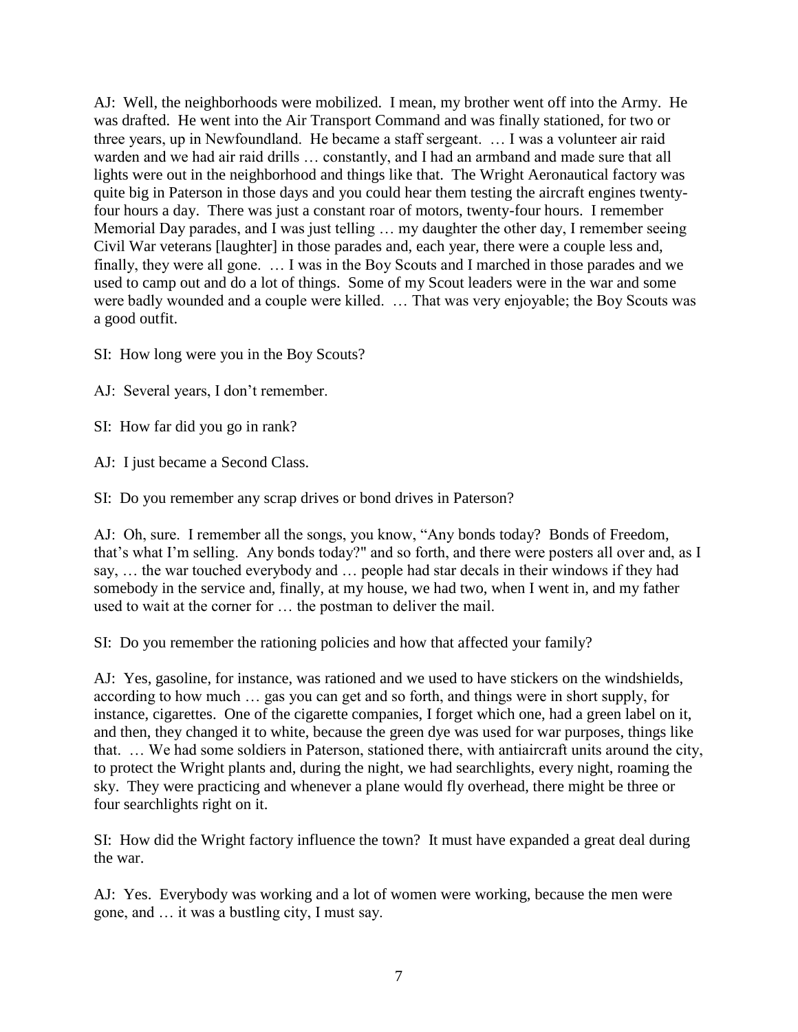AJ: Well, the neighborhoods were mobilized. I mean, my brother went off into the Army. He was drafted. He went into the Air Transport Command and was finally stationed, for two or three years, up in Newfoundland. He became a staff sergeant. … I was a volunteer air raid warden and we had air raid drills … constantly, and I had an armband and made sure that all lights were out in the neighborhood and things like that. The Wright Aeronautical factory was quite big in Paterson in those days and you could hear them testing the aircraft engines twenty-four hours a day. There was just a constant roar of motors, twenty-four hours. I remember Memorial Day parades, and I was just telling … my daughter the other day, I remember seeing Civil War veterans [laughter] in those parades and, each year, there were a couple less and, finally, they were all gone. … I was in the Boy Scouts and I marched in those parades and we used to camp out and do a lot of things. Some of my Scout leaders were in the war and some were badly wounded and a couple were killed. … That was very enjoyable; the Boy Scouts was a good outfit.

SI: How long were you in the Boy Scouts?

AJ: Several years, I don't remember.

SI: How far did you go in rank?

AJ: I just became a Second Class.

SI: Do you remember any scrap drives or bond drives in Paterson?

AJ: Oh, sure. I remember all the songs, you know, "Any bonds today? Bonds of Freedom, that's what I'm selling. Any bonds today?" and so forth, and there were posters all over and, as I say, … the war touched everybody and … people had star decals in their windows if they had somebody in the service and, finally, at my house, we had two, when I went in, and my father used to wait at the corner for … the postman to deliver the mail.

SI: Do you remember the rationing policies and how that affected your family?

AJ: Yes, gasoline, for instance, was rationed and we used to have stickers on the windshields, according to how much … gas you can get and so forth, and things were in short supply, for instance, cigarettes. One of the cigarette companies, I forget which one, had a green label on it, and then, they changed it to white, because the green dye was used for war purposes, things like that. … We had some soldiers in Paterson, stationed there, with antiaircraft units around the city, to protect the Wright plants and, during the night, we had searchlights, every night, roaming the sky. They were practicing and whenever a plane would fly overhead, there might be three or four searchlights right on it.

SI: How did the Wright factory influence the town? It must have expanded a great deal during the war.

AJ: Yes. Everybody was working and a lot of women were working, because the men were gone, and … it was a bustling city, I must say.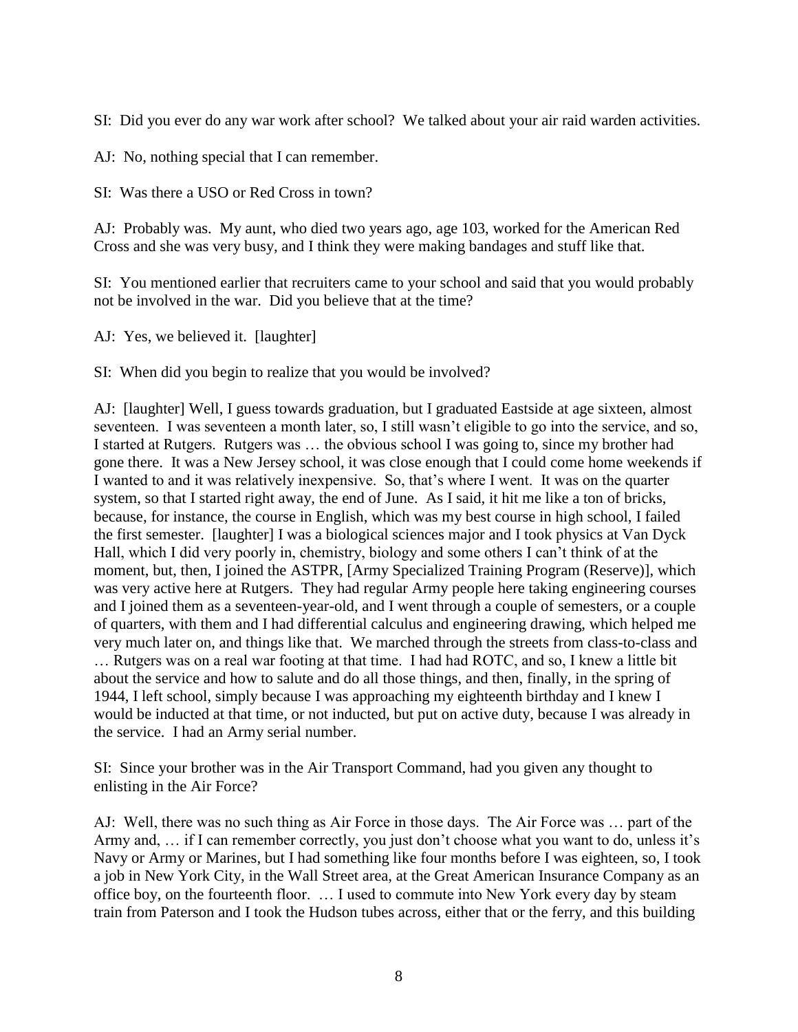SI: Did you ever do any war work after school? We talked about your air raid warden activities.

AJ: No, nothing special that I can remember.

SI: Was there a USO or Red Cross in town?

AJ: Probably was. My aunt, who died two years ago, age 103, worked for the American Red Cross and she was very busy, and I think they were making bandages and stuff like that.

SI: You mentioned earlier that recruiters came to your school and said that you would probably not be involved in the war. Did you believe that at the time?

AJ: Yes, we believed it. [laughter]

SI: When did you begin to realize that you would be involved?

AJ: [laughter] Well, I guess towards graduation, but I graduated Eastside at age sixteen, almost seventeen. I was seventeen a month later, so, I still wasn't eligible to go into the service, and so, I started at Rutgers. Rutgers was … the obvious school I was going to, since my brother had gone there. It was a New Jersey school, it was close enough that I could come home weekends if I wanted to and it was relatively inexpensive. So, that's where I went. It was on the quarter system, so that I started right away, the end of June. As I said, it hit me like a ton of bricks, because, for instance, the course in English, which was my best course in high school, I failed the first semester. [laughter] I was a biological sciences major and I took physics at Van Dyck Hall, which I did very poorly in, chemistry, biology and some others I can't think of at the moment, but, then, I joined the ASTPR, [Army Specialized Training Program (Reserve)], which was very active here at Rutgers. They had regular Army people here taking engineering courses and I joined them as a seventeen-year-old, and I went through a couple of semesters, or a couple of quarters, with them and I had differential calculus and engineering drawing, which helped me very much later on, and things like that. We marched through the streets from class-to-class and … Rutgers was on a real war footing at that time. I had had ROTC, and so, I knew a little bit about the service and how to salute and do all those things, and then, finally, in the spring of 1944, I left school, simply because I was approaching my eighteenth birthday and I knew I would be inducted at that time, or not inducted, but put on active duty, because I was already in the service. I had an Army serial number.

SI: Since your brother was in the Air Transport Command, had you given any thought to enlisting in the Air Force?

AJ: Well, there was no such thing as Air Force in those days. The Air Force was … part of the Army and, … if I can remember correctly, you just don't choose what you want to do, unless it's Navy or Army or Marines, but I had something like four months before I was eighteen, so, I took a job in New York City, in the Wall Street area, at the Great American Insurance Company as an office boy, on the fourteenth floor. … I used to commute into New York every day by steam train from Paterson and I took the Hudson tubes across, either that or the ferry, and this building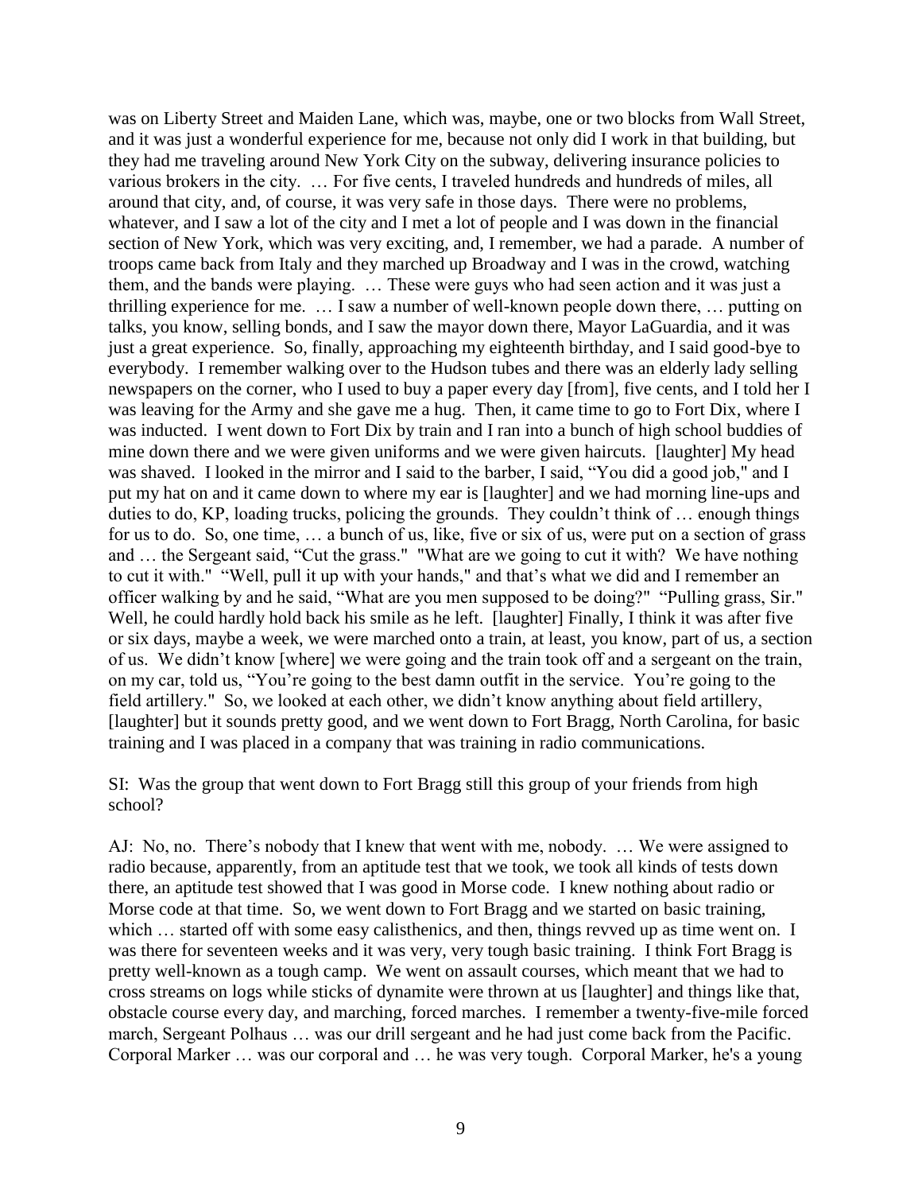was on Liberty Street and Maiden Lane, which was, maybe, one or two blocks from Wall Street, and it was just a wonderful experience for me, because not only did I work in that building, but they had me traveling around New York City on the subway, delivering insurance policies to various brokers in the city. … For five cents, I traveled hundreds and hundreds of miles, all around that city, and, of course, it was very safe in those days. There were no problems, whatever, and I saw a lot of the city and I met a lot of people and I was down in the financial section of New York, which was very exciting, and, I remember, we had a parade. A number of troops came back from Italy and they marched up Broadway and I was in the crowd, watching them, and the bands were playing. … These were guys who had seen action and it was just a thrilling experience for me. … I saw a number of well-known people down there, … putting on talks, you know, selling bonds, and I saw the mayor down there, Mayor LaGuardia, and it was just a great experience. So, finally, approaching my eighteenth birthday, and I said good-bye to everybody. I remember walking over to the Hudson tubes and there was an elderly lady selling newspapers on the corner, who I used to buy a paper every day [from], five cents, and I told her I was leaving for the Army and she gave me a hug. Then, it came time to go to Fort Dix, where I was inducted. I went down to Fort Dix by train and I ran into a bunch of high school buddies of mine down there and we were given uniforms and we were given haircuts. [laughter] My head was shaved. I looked in the mirror and I said to the barber, I said, "You did a good job," and I put my hat on and it came down to where my ear is [laughter] and we had morning line-ups and duties to do, KP, loading trucks, policing the grounds. They couldn't think of … enough things for us to do. So, one time, … a bunch of us, like, five or six of us, were put on a section of grass and … the Sergeant said, "Cut the grass." "What are we going to cut it with? We have nothing to cut it with." "Well, pull it up with your hands," and that's what we did and I remember an officer walking by and he said, "What are you men supposed to be doing?" "Pulling grass, Sir." Well, he could hardly hold back his smile as he left. [laughter] Finally, I think it was after five or six days, maybe a week, we were marched onto a train, at least, you know, part of us, a section of us. We didn't know [where] we were going and the train took off and a sergeant on the train, on my car, told us, "You're going to the best damn outfit in the service. You're going to the field artillery." So, we looked at each other, we didn't know anything about field artillery, [laughter] but it sounds pretty good, and we went down to Fort Bragg, North Carolina, for basic training and I was placed in a company that was training in radio communications.

SI: Was the group that went down to Fort Bragg still this group of your friends from high school?

AJ: No, no. There's nobody that I knew that went with me, nobody. … We were assigned to radio because, apparently, from an aptitude test that we took, we took all kinds of tests down there, an aptitude test showed that I was good in Morse code. I knew nothing about radio or Morse code at that time. So, we went down to Fort Bragg and we started on basic training, which … started off with some easy calisthenics, and then, things revved up as time went on. I was there for seventeen weeks and it was very, very tough basic training. I think Fort Bragg is pretty well-known as a tough camp. We went on assault courses, which meant that we had to cross streams on logs while sticks of dynamite were thrown at us [laughter] and things like that, obstacle course every day, and marching, forced marches. I remember a twenty-five-mile forced march, Sergeant Polhaus … was our drill sergeant and he had just come back from the Pacific. Corporal Marker … was our corporal and … he was very tough. Corporal Marker, he's a young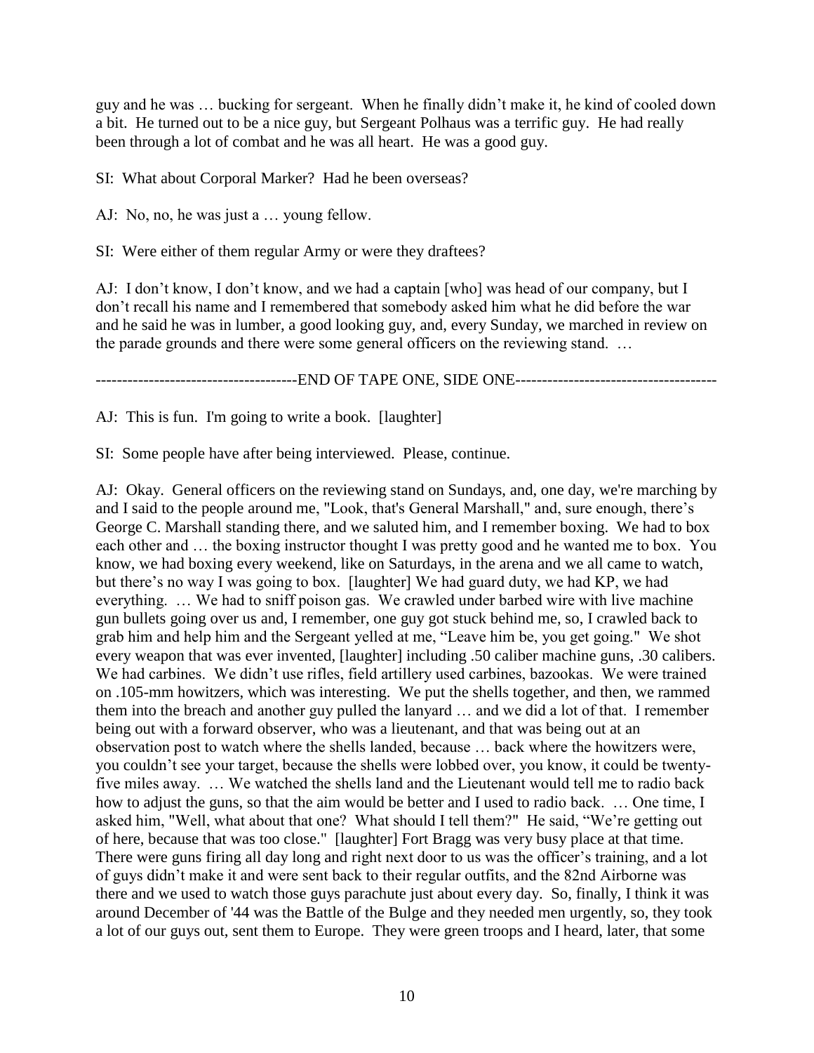guy and he was … bucking for sergeant. When he finally didn't make it, he kind of cooled down a bit. He turned out to be a nice guy, but Sergeant Polhaus was a terrific guy. He had really been through a lot of combat and he was all heart. He was a good guy.

SI: What about Corporal Marker? Had he been overseas?

AJ: No, no, he was just a … young fellow.

SI: Were either of them regular Army or were they draftees?

AJ: I don't know, I don't know, and we had a captain [who] was head of our company, but I don't recall his name and I remembered that somebody asked him what he did before the war and he said he was in lumber, a good looking guy, and, every Sunday, we marched in review on the parade grounds and there were some general officers on the reviewing stand. …

--------------------------------------END OF TAPE ONE, SIDE ONE--------------------------------------

AJ: This is fun. I'm going to write a book. [laughter]

SI: Some people have after being interviewed. Please, continue.

AJ: Okay. General officers on the reviewing stand on Sundays, and, one day, we're marching by and I said to the people around me, "Look, that's General Marshall," and, sure enough, there's George C. Marshall standing there, and we saluted him, and I remember boxing. We had to box each other and … the boxing instructor thought I was pretty good and he wanted me to box. You know, we had boxing every weekend, like on Saturdays, in the arena and we all came to watch, but there's no way I was going to box. [laughter] We had guard duty, we had KP, we had everything. … We had to sniff poison gas. We crawled under barbed wire with live machine gun bullets going over us and, I remember, one guy got stuck behind me, so, I crawled back to grab him and help him and the Sergeant yelled at me, "Leave him be, you get going." We shot every weapon that was ever invented, [laughter] including .50 caliber machine guns, .30 calibers. We had carbines. We didn't use rifles, field artillery used carbines, bazookas. We were trained on .105-mm howitzers, which was interesting. We put the shells together, and then, we rammed them into the breach and another guy pulled the lanyard … and we did a lot of that. I remember being out with a forward observer, who was a lieutenant, and that was being out at an observation post to watch where the shells landed, because … back where the howitzers were, you couldn't see your target, because the shells were lobbed over, you know, it could be twenty-five miles away. … We watched the shells land and the Lieutenant would tell me to radio back how to adjust the guns, so that the aim would be better and I used to radio back. … One time, I asked him, "Well, what about that one? What should I tell them?" He said, "We're getting out of here, because that was too close." [laughter] Fort Bragg was very busy place at that time. There were guns firing all day long and right next door to us was the officer's training, and a lot of guys didn't make it and were sent back to their regular outfits, and the 82nd Airborne was there and we used to watch those guys parachute just about every day. So, finally, I think it was around December of '44 was the Battle of the Bulge and they needed men urgently, so, they took a lot of our guys out, sent them to Europe. They were green troops and I heard, later, that some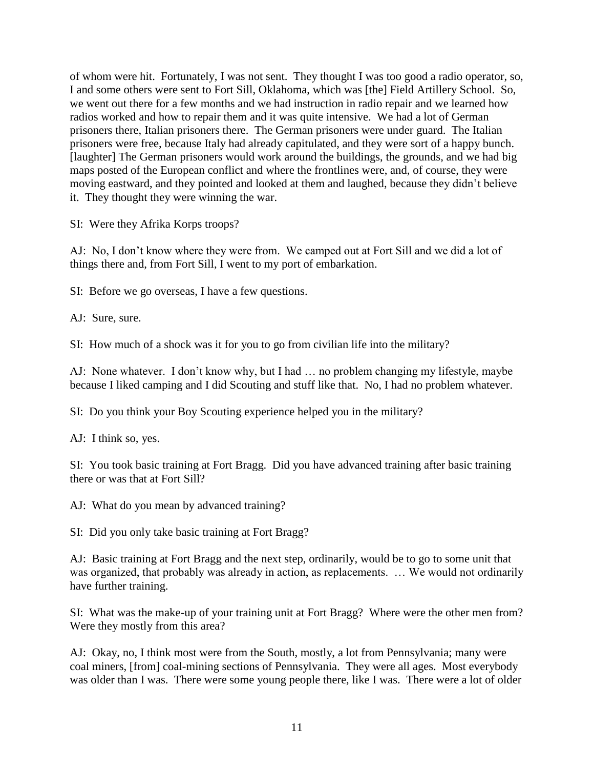of whom were hit. Fortunately, I was not sent. They thought I was too good a radio operator, so, I and some others were sent to Fort Sill, Oklahoma, which was [the] Field Artillery School. So, we went out there for a few months and we had instruction in radio repair and we learned how radios worked and how to repair them and it was quite intensive. We had a lot of German prisoners there, Italian prisoners there. The German prisoners were under guard. The Italian prisoners were free, because Italy had already capitulated, and they were sort of a happy bunch. [laughter] The German prisoners would work around the buildings, the grounds, and we had big maps posted of the European conflict and where the frontlines were, and, of course, they were moving eastward, and they pointed and looked at them and laughed, because they didn't believe it. They thought they were winning the war.

SI: Were they Afrika Korps troops?

AJ: No, I don't know where they were from. We camped out at Fort Sill and we did a lot of things there and, from Fort Sill, I went to my port of embarkation.

SI: Before we go overseas, I have a few questions.

AJ: Sure, sure.

SI: How much of a shock was it for you to go from civilian life into the military?

AJ: None whatever. I don't know why, but I had … no problem changing my lifestyle, maybe because I liked camping and I did Scouting and stuff like that. No, I had no problem whatever.

SI: Do you think your Boy Scouting experience helped you in the military?

AJ: I think so, yes.

SI: You took basic training at Fort Bragg. Did you have advanced training after basic training there or was that at Fort Sill?

AJ: What do you mean by advanced training?

SI: Did you only take basic training at Fort Bragg?

AJ: Basic training at Fort Bragg and the next step, ordinarily, would be to go to some unit that was organized, that probably was already in action, as replacements. … We would not ordinarily have further training.

SI: What was the make-up of your training unit at Fort Bragg? Where were the other men from? Were they mostly from this area?

AJ: Okay, no, I think most were from the South, mostly, a lot from Pennsylvania; many were coal miners, [from] coal-mining sections of Pennsylvania. They were all ages. Most everybody was older than I was. There were some young people there, like I was. There were a lot of older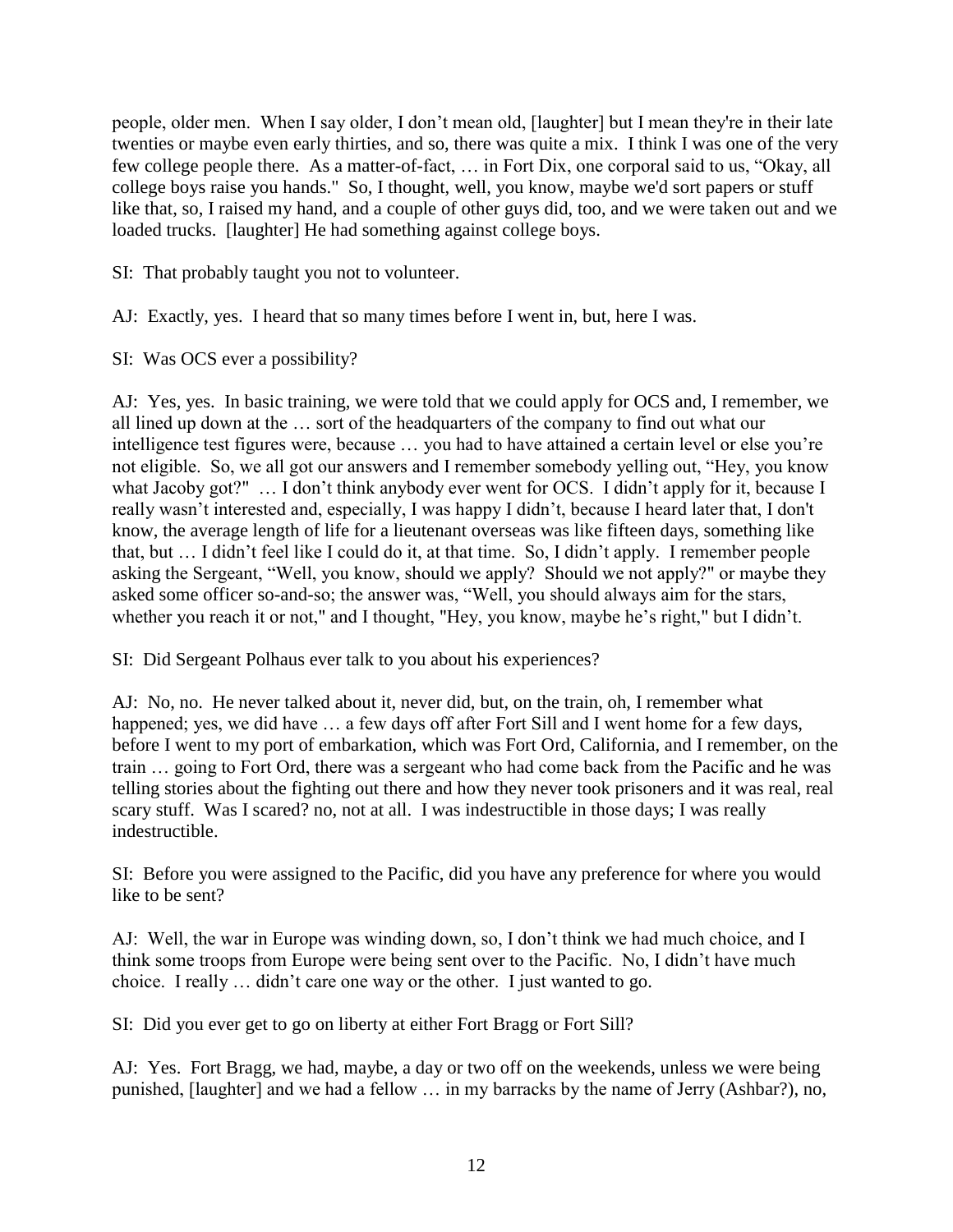people, older men. When I say older, I don't mean old, [laughter] but I mean they're in their late twenties or maybe even early thirties, and so, there was quite a mix. I think I was one of the very few college people there. As a matter-of-fact, … in Fort Dix, one corporal said to us, "Okay, all college boys raise you hands." So, I thought, well, you know, maybe we'd sort papers or stuff like that, so, I raised my hand, and a couple of other guys did, too, and we were taken out and we loaded trucks. [laughter] He had something against college boys.

SI: That probably taught you not to volunteer.

AJ: Exactly, yes. I heard that so many times before I went in, but, here I was.

SI: Was OCS ever a possibility?

AJ: Yes, yes. In basic training, we were told that we could apply for OCS and, I remember, we all lined up down at the … sort of the headquarters of the company to find out what our intelligence test figures were, because … you had to have attained a certain level or else you're not eligible. So, we all got our answers and I remember somebody yelling out, "Hey, you know what Jacoby got?" … I don't think anybody ever went for OCS. I didn't apply for it, because I really wasn't interested and, especially, I was happy I didn't, because I heard later that, I don't know, the average length of life for a lieutenant overseas was like fifteen days, something like that, but … I didn't feel like I could do it, at that time. So, I didn't apply. I remember people asking the Sergeant, "Well, you know, should we apply? Should we not apply?" or maybe they asked some officer so-and-so; the answer was, "Well, you should always aim for the stars, whether you reach it or not," and I thought, "Hey, you know, maybe he's right," but I didn't.

SI: Did Sergeant Polhaus ever talk to you about his experiences?

AJ: No, no. He never talked about it, never did, but, on the train, oh, I remember what happened; yes, we did have … a few days off after Fort Sill and I went home for a few days, before I went to my port of embarkation, which was Fort Ord, California, and I remember, on the train … going to Fort Ord, there was a sergeant who had come back from the Pacific and he was telling stories about the fighting out there and how they never took prisoners and it was real, real scary stuff. Was I scared? no, not at all. I was indestructible in those days; I was really indestructible.

SI: Before you were assigned to the Pacific, did you have any preference for where you would like to be sent?

AJ: Well, the war in Europe was winding down, so, I don't think we had much choice, and I think some troops from Europe were being sent over to the Pacific. No, I didn't have much choice. I really … didn't care one way or the other. I just wanted to go.

SI: Did you ever get to go on liberty at either Fort Bragg or Fort Sill?

AJ: Yes. Fort Bragg, we had, maybe, a day or two off on the weekends, unless we were being punished, [laughter] and we had a fellow … in my barracks by the name of Jerry (Ashbar?), no,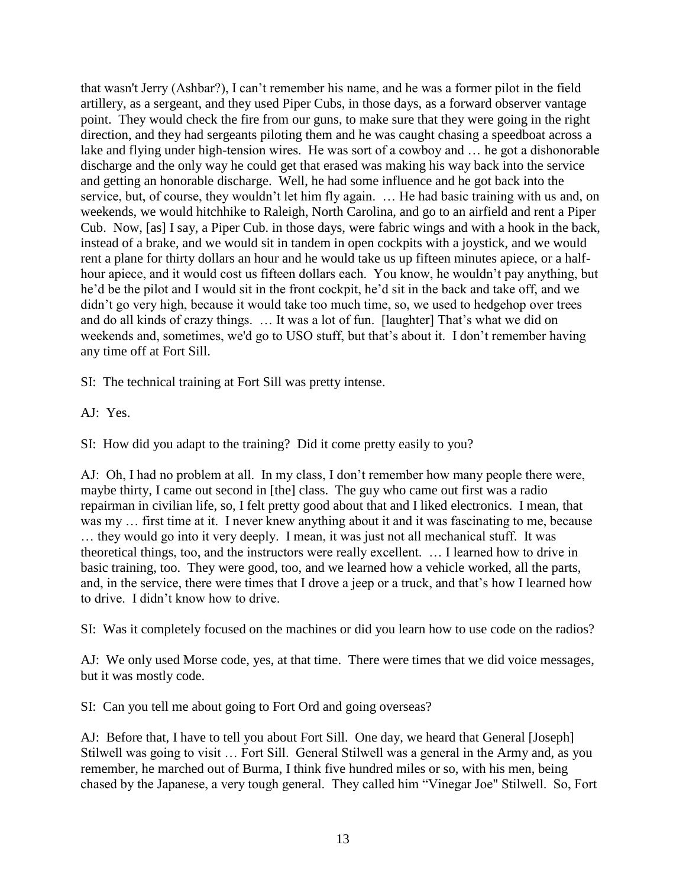that wasn't Jerry (Ashbar?), I can't remember his name, and he was a former pilot in the field artillery, as a sergeant, and they used Piper Cubs, in those days, as a forward observer vantage point. They would check the fire from our guns, to make sure that they were going in the right direction, and they had sergeants piloting them and he was caught chasing a speedboat across a lake and flying under high-tension wires. He was sort of a cowboy and … he got a dishonorable discharge and the only way he could get that erased was making his way back into the service and getting an honorable discharge. Well, he had some influence and he got back into the service, but, of course, they wouldn't let him fly again. … He had basic training with us and, on weekends, we would hitchhike to Raleigh, North Carolina, and go to an airfield and rent a Piper Cub. Now, [as] I say, a Piper Cub. in those days, were fabric wings and with a hook in the back, instead of a brake, and we would sit in tandem in open cockpits with a joystick, and we would rent a plane for thirty dollars an hour and he would take us up fifteen minutes apiece, or a half-hour apiece, and it would cost us fifteen dollars each. You know, he wouldn't pay anything, but he'd be the pilot and I would sit in the front cockpit, he'd sit in the back and take off, and we didn't go very high, because it would take too much time, so, we used to hedgehop over trees and do all kinds of crazy things. … It was a lot of fun. [laughter] That's what we did on weekends and, sometimes, we'd go to USO stuff, but that's about it. I don't remember having any time off at Fort Sill.

SI: The technical training at Fort Sill was pretty intense.

AJ: Yes.

SI: How did you adapt to the training? Did it come pretty easily to you?

AJ: Oh, I had no problem at all. In my class, I don't remember how many people there were, maybe thirty, I came out second in [the] class. The guy who came out first was a radio repairman in civilian life, so, I felt pretty good about that and I liked electronics. I mean, that was my … first time at it. I never knew anything about it and it was fascinating to me, because … they would go into it very deeply. I mean, it was just not all mechanical stuff. It was theoretical things, too, and the instructors were really excellent. … I learned how to drive in basic training, too. They were good, too, and we learned how a vehicle worked, all the parts, and, in the service, there were times that I drove a jeep or a truck, and that's how I learned how to drive. I didn't know how to drive.

SI: Was it completely focused on the machines or did you learn how to use code on the radios?

AJ: We only used Morse code, yes, at that time. There were times that we did voice messages, but it was mostly code.

SI: Can you tell me about going to Fort Ord and going overseas?

AJ: Before that, I have to tell you about Fort Sill. One day, we heard that General [Joseph] Stilwell was going to visit … Fort Sill. General Stilwell was a general in the Army and, as you remember, he marched out of Burma, I think five hundred miles or so, with his men, being chased by the Japanese, a very tough general. They called him "Vinegar Joe" Stilwell. So, Fort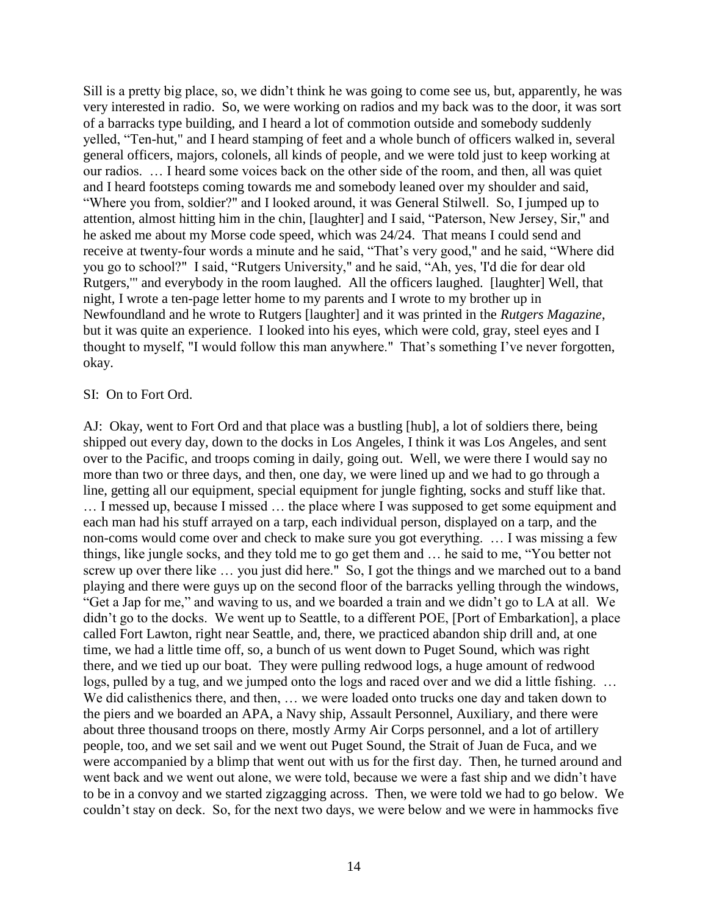Sill is a pretty big place, so, we didn't think he was going to come see us, but, apparently, he was very interested in radio. So, we were working on radios and my back was to the door, it was sort of a barracks type building, and I heard a lot of commotion outside and somebody suddenly yelled, "Ten-hut," and I heard stamping of feet and a whole bunch of officers walked in, several general officers, majors, colonels, all kinds of people, and we were told just to keep working at our radios. … I heard some voices back on the other side of the room, and then, all was quiet and I heard footsteps coming towards me and somebody leaned over my shoulder and said, "Where you from, soldier?" and I looked around, it was General Stilwell. So, I jumped up to attention, almost hitting him in the chin, [laughter] and I said, "Paterson, New Jersey, Sir," and he asked me about my Morse code speed, which was 24/24. That means I could send and receive at twenty-four words a minute and he said, "That's very good," and he said, "Where did you go to school?" I said, "Rutgers University," and he said, "Ah, yes, 'I'd die for dear old Rutgers,'" and everybody in the room laughed. All the officers laughed. [laughter] Well, that night, I wrote a ten-page letter home to my parents and I wrote to my brother up in Newfoundland and he wrote to Rutgers [laughter] and it was printed in the *Rutgers Magazine*, but it was quite an experience. I looked into his eyes, which were cold, gray, steel eyes and I thought to myself, "I would follow this man anywhere." That's something I've never forgotten, okay.

SI: On to Fort Ord.

AJ: Okay, went to Fort Ord and that place was a bustling [hub], a lot of soldiers there, being shipped out every day, down to the docks in Los Angeles, I think it was Los Angeles, and sent over to the Pacific, and troops coming in daily, going out. Well, we were there I would say no more than two or three days, and then, one day, we were lined up and we had to go through a line, getting all our equipment, special equipment for jungle fighting, socks and stuff like that. … I messed up, because I missed … the place where I was supposed to get some equipment and each man had his stuff arrayed on a tarp, each individual person, displayed on a tarp, and the non-coms would come over and check to make sure you got everything. … I was missing a few things, like jungle socks, and they told me to go get them and … he said to me, "You better not screw up over there like … you just did here." So, I got the things and we marched out to a band playing and there were guys up on the second floor of the barracks yelling through the windows, "Get a Jap for me," and waving to us, and we boarded a train and we didn't go to LA at all. We didn't go to the docks. We went up to Seattle, to a different POE, [Port of Embarkation], a place called Fort Lawton, right near Seattle, and, there, we practiced abandon ship drill and, at one time, we had a little time off, so, a bunch of us went down to Puget Sound, which was right there, and we tied up our boat. They were pulling redwood logs, a huge amount of redwood logs, pulled by a tug, and we jumped onto the logs and raced over and we did a little fishing. … We did calisthenics there, and then, … we were loaded onto trucks one day and taken down to the piers and we boarded an APA, a Navy ship, Assault Personnel, Auxiliary, and there were about three thousand troops on there, mostly Army Air Corps personnel, and a lot of artillery people, too, and we set sail and we went out Puget Sound, the Strait of Juan de Fuca, and we were accompanied by a blimp that went out with us for the first day. Then, he turned around and went back and we went out alone, we were told, because we were a fast ship and we didn't have to be in a convoy and we started zigzagging across. Then, we were told we had to go below. We couldn't stay on deck. So, for the next two days, we were below and we were in hammocks five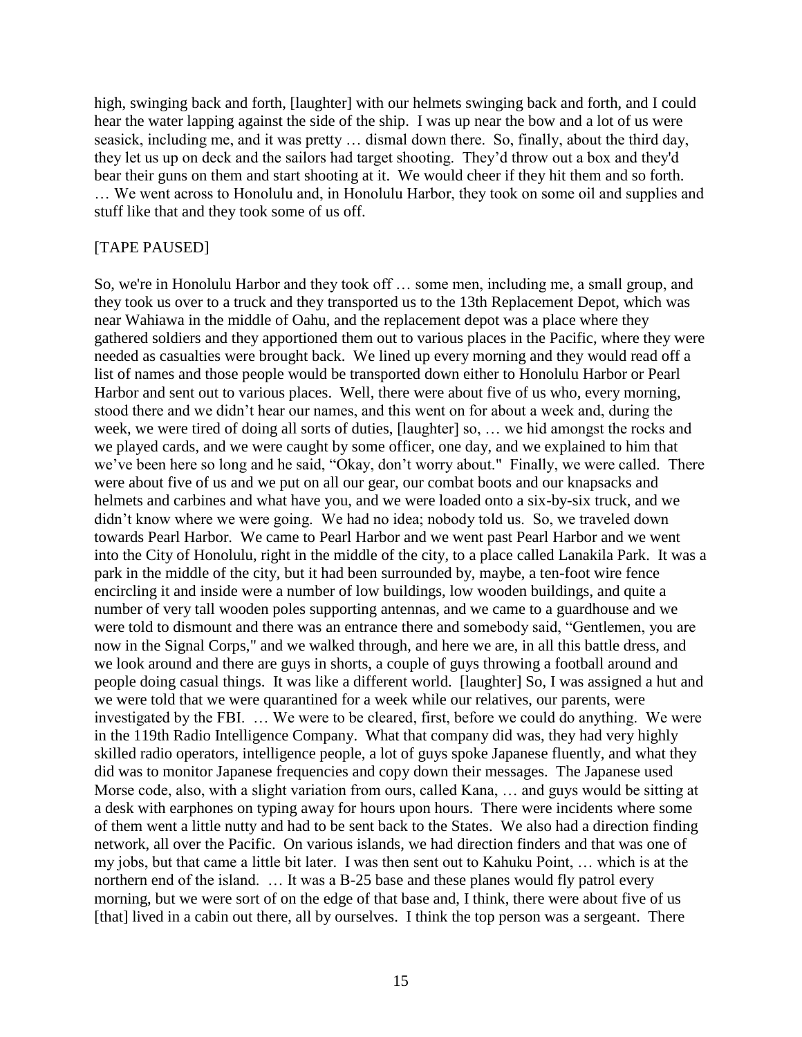high, swinging back and forth, [laughter] with our helmets swinging back and forth, and I could hear the water lapping against the side of the ship. I was up near the bow and a lot of us were seasick, including me, and it was pretty … dismal down there. So, finally, about the third day, they let us up on deck and the sailors had target shooting. They'd throw out a box and they'd bear their guns on them and start shooting at it. We would cheer if they hit them and so forth. … We went across to Honolulu and, in Honolulu Harbor, they took on some oil and supplies and stuff like that and they took some of us off.

[TAPE PAUSED]

So, we're in Honolulu Harbor and they took off … some men, including me, a small group, and they took us over to a truck and they transported us to the 13th Replacement Depot, which was near Wahiawa in the middle of Oahu, and the replacement depot was a place where they gathered soldiers and they apportioned them out to various places in the Pacific, where they were needed as casualties were brought back. We lined up every morning and they would read off a list of names and those people would be transported down either to Honolulu Harbor or Pearl Harbor and sent out to various places. Well, there were about five of us who, every morning, stood there and we didn't hear our names, and this went on for about a week and, during the week, we were tired of doing all sorts of duties, [laughter] so, … we hid amongst the rocks and we played cards, and we were caught by some officer, one day, and we explained to him that we've been here so long and he said, "Okay, don't worry about." Finally, we were called. There were about five of us and we put on all our gear, our combat boots and our knapsacks and helmets and carbines and what have you, and we were loaded onto a six-by-six truck, and we didn't know where we were going. We had no idea; nobody told us. So, we traveled down towards Pearl Harbor. We came to Pearl Harbor and we went past Pearl Harbor and we went into the City of Honolulu, right in the middle of the city, to a place called Lanakila Park. It was a park in the middle of the city, but it had been surrounded by, maybe, a ten-foot wire fence encircling it and inside were a number of low buildings, low wooden buildings, and quite a number of very tall wooden poles supporting antennas, and we came to a guardhouse and we were told to dismount and there was an entrance there and somebody said, "Gentlemen, you are now in the Signal Corps," and we walked through, and here we are, in all this battle dress, and we look around and there are guys in shorts, a couple of guys throwing a football around and people doing casual things. It was like a different world. [laughter] So, I was assigned a hut and we were told that we were quarantined for a week while our relatives, our parents, were investigated by the FBI. … We were to be cleared, first, before we could do anything. We were in the 119th Radio Intelligence Company. What that company did was, they had very highly skilled radio operators, intelligence people, a lot of guys spoke Japanese fluently, and what they did was to monitor Japanese frequencies and copy down their messages. The Japanese used Morse code, also, with a slight variation from ours, called Kana, … and guys would be sitting at a desk with earphones on typing away for hours upon hours. There were incidents where some of them went a little nutty and had to be sent back to the States. We also had a direction finding network, all over the Pacific. On various islands, we had direction finders and that was one of my jobs, but that came a little bit later. I was then sent out to Kahuku Point, … which is at the northern end of the island. … It was a B-25 base and these planes would fly patrol every morning, but we were sort of on the edge of that base and, I think, there were about five of us [that] lived in a cabin out there, all by ourselves. I think the top person was a sergeant. There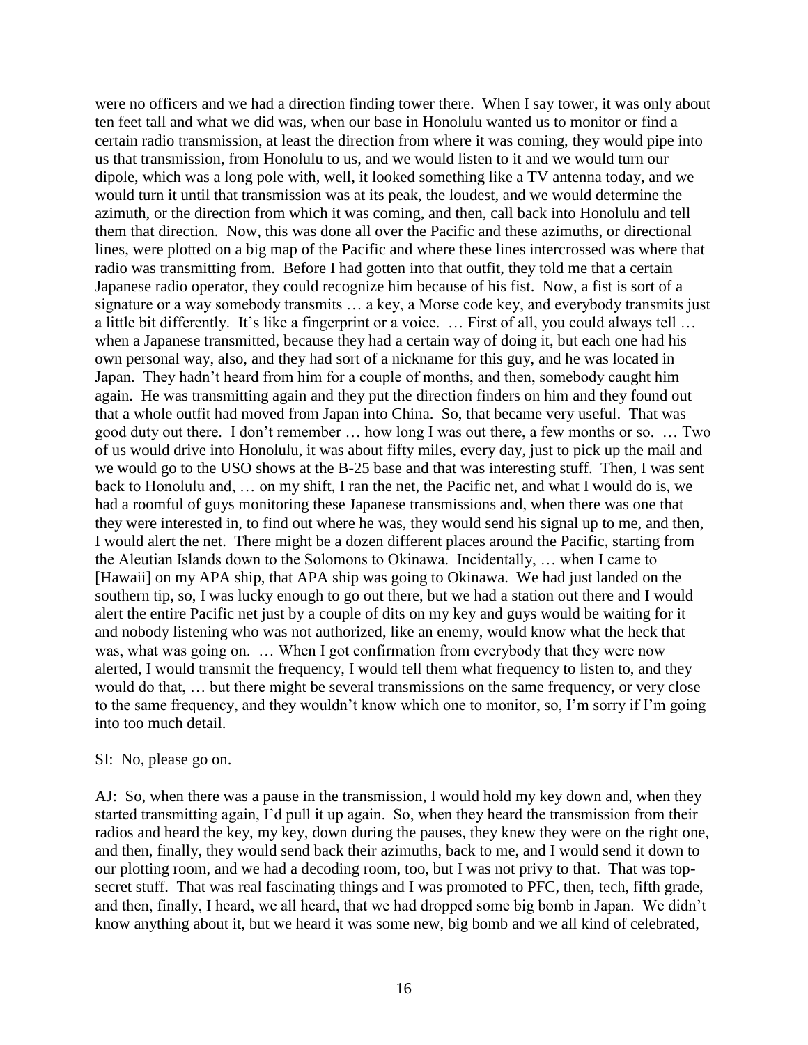were no officers and we had a direction finding tower there. When I say tower, it was only about ten feet tall and what we did was, when our base in Honolulu wanted us to monitor or find a certain radio transmission, at least the direction from where it was coming, they would pipe into us that transmission, from Honolulu to us, and we would listen to it and we would turn our dipole, which was a long pole with, well, it looked something like a TV antenna today, and we would turn it until that transmission was at its peak, the loudest, and we would determine the azimuth, or the direction from which it was coming, and then, call back into Honolulu and tell them that direction. Now, this was done all over the Pacific and these azimuths, or directional lines, were plotted on a big map of the Pacific and where these lines intercrossed was where that radio was transmitting from. Before I had gotten into that outfit, they told me that a certain Japanese radio operator, they could recognize him because of his fist. Now, a fist is sort of a signature or a way somebody transmits … a key, a Morse code key, and everybody transmits just a little bit differently. It's like a fingerprint or a voice. … First of all, you could always tell … when a Japanese transmitted, because they had a certain way of doing it, but each one had his own personal way, also, and they had sort of a nickname for this guy, and he was located in Japan. They hadn't heard from him for a couple of months, and then, somebody caught him again. He was transmitting again and they put the direction finders on him and they found out that a whole outfit had moved from Japan into China. So, that became very useful. That was good duty out there. I don't remember … how long I was out there, a few months or so. … Two of us would drive into Honolulu, it was about fifty miles, every day, just to pick up the mail and we would go to the USO shows at the B-25 base and that was interesting stuff. Then, I was sent back to Honolulu and, … on my shift, I ran the net, the Pacific net, and what I would do is, we had a roomful of guys monitoring these Japanese transmissions and, when there was one that they were interested in, to find out where he was, they would send his signal up to me, and then, I would alert the net. There might be a dozen different places around the Pacific, starting from the Aleutian Islands down to the Solomons to Okinawa. Incidentally, … when I came to [Hawaii] on my APA ship, that APA ship was going to Okinawa. We had just landed on the southern tip, so, I was lucky enough to go out there, but we had a station out there and I would alert the entire Pacific net just by a couple of dits on my key and guys would be waiting for it and nobody listening who was not authorized, like an enemy, would know what the heck that was, what was going on. … When I got confirmation from everybody that they were now alerted, I would transmit the frequency, I would tell them what frequency to listen to, and they would do that, … but there might be several transmissions on the same frequency, or very close to the same frequency, and they wouldn't know which one to monitor, so, I'm sorry if I'm going into too much detail.

SI: No, please go on.

AJ: So, when there was a pause in the transmission, I would hold my key down and, when they started transmitting again, I'd pull it up again. So, when they heard the transmission from their radios and heard the key, my key, down during the pauses, they knew they were on the right one, and then, finally, they would send back their azimuths, back to me, and I would send it down to our plotting room, and we had a decoding room, too, but I was not privy to that. That was top-secret stuff. That was real fascinating things and I was promoted to PFC, then, tech, fifth grade, and then, finally, I heard, we all heard, that we had dropped some big bomb in Japan. We didn't know anything about it, but we heard it was some new, big bomb and we all kind of celebrated,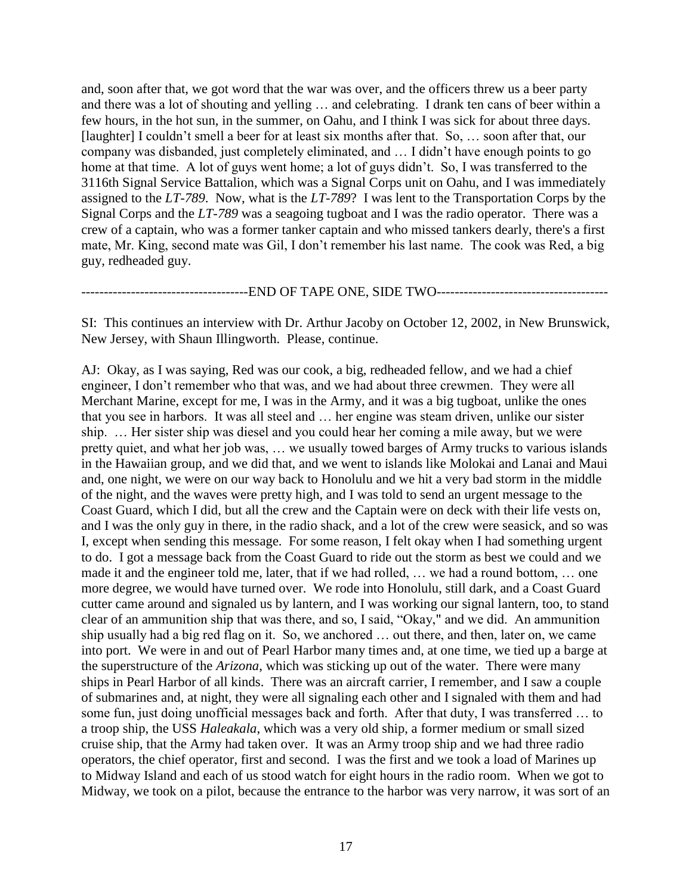and, soon after that, we got word that the war was over, and the officers threw us a beer party and there was a lot of shouting and yelling … and celebrating. I drank ten cans of beer within a few hours, in the hot sun, in the summer, on Oahu, and I think I was sick for about three days. [laughter] I couldn't smell a beer for at least six months after that. So, … soon after that, our company was disbanded, just completely eliminated, and … I didn't have enough points to go home at that time. A lot of guys went home; a lot of guys didn't. So, I was transferred to the 3116th Signal Service Battalion, which was a Signal Corps unit on Oahu, and I was immediately assigned to the *LT-789*. Now, what is the *LT-789*? I was lent to the Transportation Corps by the Signal Corps and the *LT-789* was a seagoing tugboat and I was the radio operator. There was a crew of a captain, who was a former tanker captain and who missed tankers dearly, there's a first mate, Mr. King, second mate was Gil, I don't remember his last name. The cook was Red, a big guy, redheaded guy.

-------------------------------------END OF TAPE ONE, SIDE TWO--------------------------------------

SI: This continues an interview with Dr. Arthur Jacoby on October 12, 2002, in New Brunswick, New Jersey, with Shaun Illingworth. Please, continue.

AJ: Okay, as I was saying, Red was our cook, a big, redheaded fellow, and we had a chief engineer, I don't remember who that was, and we had about three crewmen. They were all Merchant Marine, except for me, I was in the Army, and it was a big tugboat, unlike the ones that you see in harbors. It was all steel and … her engine was steam driven, unlike our sister ship. … Her sister ship was diesel and you could hear her coming a mile away, but we were pretty quiet, and what her job was, … we usually towed barges of Army trucks to various islands in the Hawaiian group, and we did that, and we went to islands like Molokai and Lanai and Maui and, one night, we were on our way back to Honolulu and we hit a very bad storm in the middle of the night, and the waves were pretty high, and I was told to send an urgent message to the Coast Guard, which I did, but all the crew and the Captain were on deck with their life vests on, and I was the only guy in there, in the radio shack, and a lot of the crew were seasick, and so was I, except when sending this message. For some reason, I felt okay when I had something urgent to do. I got a message back from the Coast Guard to ride out the storm as best we could and we made it and the engineer told me, later, that if we had rolled, … we had a round bottom, … one more degree, we would have turned over. We rode into Honolulu, still dark, and a Coast Guard cutter came around and signaled us by lantern, and I was working our signal lantern, too, to stand clear of an ammunition ship that was there, and so, I said, "Okay," and we did. An ammunition ship usually had a big red flag on it. So, we anchored … out there, and then, later on, we came into port. We were in and out of Pearl Harbor many times and, at one time, we tied up a barge at the superstructure of the *Arizona*, which was sticking up out of the water. There were many ships in Pearl Harbor of all kinds. There was an aircraft carrier, I remember, and I saw a couple of submarines and, at night, they were all signaling each other and I signaled with them and had some fun, just doing unofficial messages back and forth. After that duty, I was transferred … to a troop ship, the USS *Haleakala*, which was a very old ship, a former medium or small sized cruise ship, that the Army had taken over. It was an Army troop ship and we had three radio operators, the chief operator, first and second. I was the first and we took a load of Marines up to Midway Island and each of us stood watch for eight hours in the radio room. When we got to Midway, we took on a pilot, because the entrance to the harbor was very narrow, it was sort of an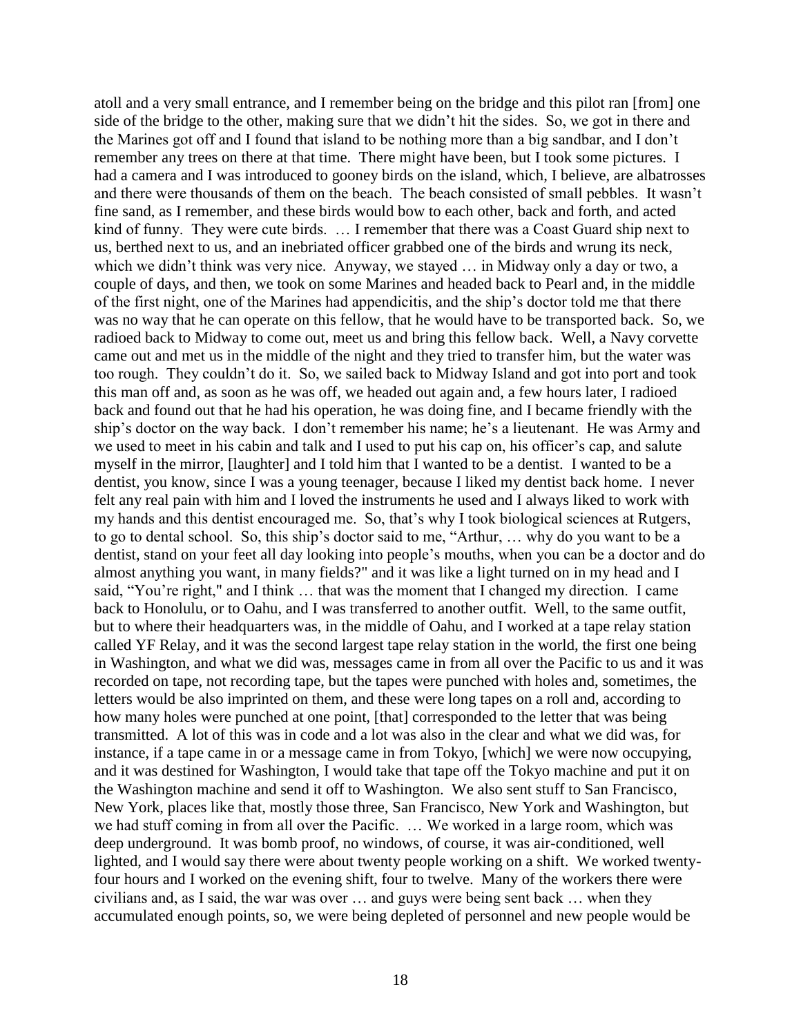atoll and a very small entrance, and I remember being on the bridge and this pilot ran [from] one side of the bridge to the other, making sure that we didn't hit the sides. So, we got in there and the Marines got off and I found that island to be nothing more than a big sandbar, and I don't remember any trees on there at that time. There might have been, but I took some pictures. I had a camera and I was introduced to gooney birds on the island, which, I believe, are albatrosses and there were thousands of them on the beach. The beach consisted of small pebbles. It wasn't fine sand, as I remember, and these birds would bow to each other, back and forth, and acted kind of funny. They were cute birds. … I remember that there was a Coast Guard ship next to us, berthed next to us, and an inebriated officer grabbed one of the birds and wrung its neck, which we didn't think was very nice. Anyway, we stayed … in Midway only a day or two, a couple of days, and then, we took on some Marines and headed back to Pearl and, in the middle of the first night, one of the Marines had appendicitis, and the ship's doctor told me that there was no way that he can operate on this fellow, that he would have to be transported back. So, we radioed back to Midway to come out, meet us and bring this fellow back. Well, a Navy corvette came out and met us in the middle of the night and they tried to transfer him, but the water was too rough. They couldn't do it. So, we sailed back to Midway Island and got into port and took this man off and, as soon as he was off, we headed out again and, a few hours later, I radioed back and found out that he had his operation, he was doing fine, and I became friendly with the ship's doctor on the way back. I don't remember his name; he's a lieutenant. He was Army and we used to meet in his cabin and talk and I used to put his cap on, his officer's cap, and salute myself in the mirror, [laughter] and I told him that I wanted to be a dentist. I wanted to be a dentist, you know, since I was a young teenager, because I liked my dentist back home. I never felt any real pain with him and I loved the instruments he used and I always liked to work with my hands and this dentist encouraged me. So, that's why I took biological sciences at Rutgers, to go to dental school. So, this ship's doctor said to me, "Arthur, … why do you want to be a dentist, stand on your feet all day looking into people's mouths, when you can be a doctor and do almost anything you want, in many fields?" and it was like a light turned on in my head and I said, "You're right," and I think … that was the moment that I changed my direction. I came back to Honolulu, or to Oahu, and I was transferred to another outfit. Well, to the same outfit, but to where their headquarters was, in the middle of Oahu, and I worked at a tape relay station called YF Relay, and it was the second largest tape relay station in the world, the first one being in Washington, and what we did was, messages came in from all over the Pacific to us and it was recorded on tape, not recording tape, but the tapes were punched with holes and, sometimes, the letters would be also imprinted on them, and these were long tapes on a roll and, according to how many holes were punched at one point, [that] corresponded to the letter that was being transmitted. A lot of this was in code and a lot was also in the clear and what we did was, for instance, if a tape came in or a message came in from Tokyo, [which] we were now occupying, and it was destined for Washington, I would take that tape off the Tokyo machine and put it on the Washington machine and send it off to Washington. We also sent stuff to San Francisco, New York, places like that, mostly those three, San Francisco, New York and Washington, but we had stuff coming in from all over the Pacific. … We worked in a large room, which was deep underground. It was bomb proof, no windows, of course, it was air-conditioned, well lighted, and I would say there were about twenty people working on a shift. We worked twenty-four hours and I worked on the evening shift, four to twelve. Many of the workers there were civilians and, as I said, the war was over … and guys were being sent back … when they accumulated enough points, so, we were being depleted of personnel and new people would be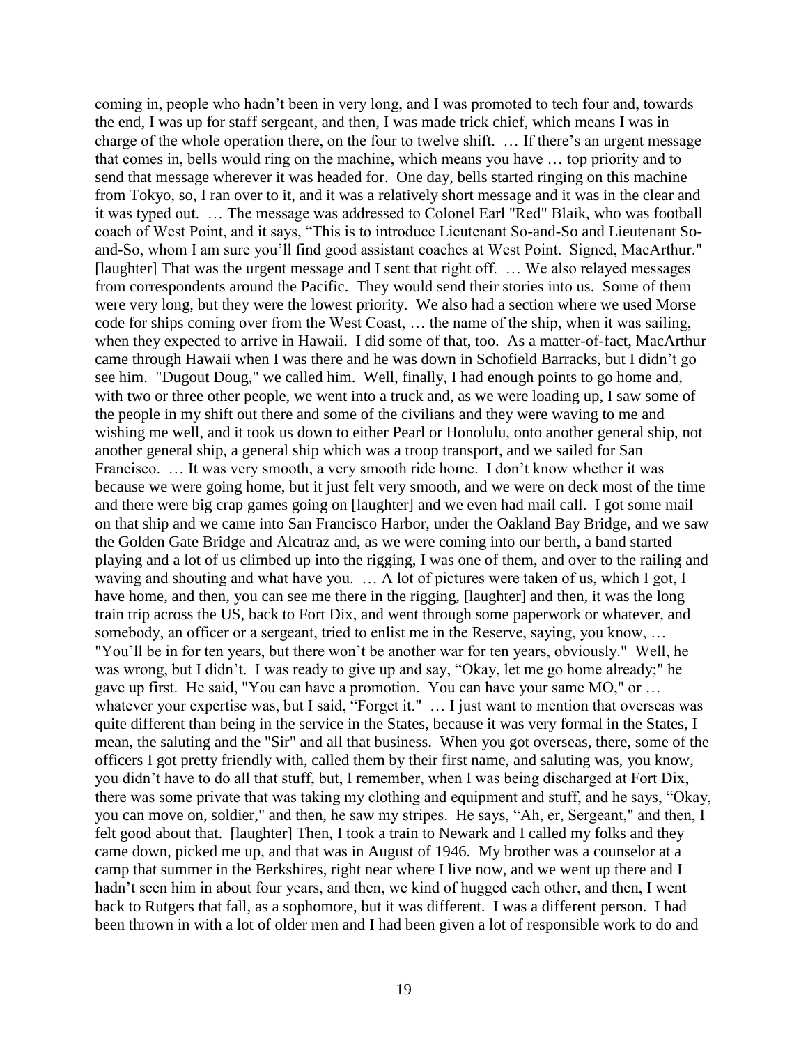coming in, people who hadn't been in very long, and I was promoted to tech four and, towards the end, I was up for staff sergeant, and then, I was made trick chief, which means I was in charge of the whole operation there, on the four to twelve shift. … If there's an urgent message that comes in, bells would ring on the machine, which means you have … top priority and to send that message wherever it was headed for. One day, bells started ringing on this machine from Tokyo, so, I ran over to it, and it was a relatively short message and it was in the clear and it was typed out. … The message was addressed to Colonel Earl "Red" Blaik, who was football coach of West Point, and it says, "This is to introduce Lieutenant So-and-So and Lieutenant So-and-So, whom I am sure you'll find good assistant coaches at West Point. Signed, MacArthur." [laughter] That was the urgent message and I sent that right off. … We also relayed messages from correspondents around the Pacific. They would send their stories into us. Some of them were very long, but they were the lowest priority. We also had a section where we used Morse code for ships coming over from the West Coast, … the name of the ship, when it was sailing, when they expected to arrive in Hawaii. I did some of that, too. As a matter-of-fact, MacArthur came through Hawaii when I was there and he was down in Schofield Barracks, but I didn't go see him. "Dugout Doug," we called him. Well, finally, I had enough points to go home and, with two or three other people, we went into a truck and, as we were loading up, I saw some of the people in my shift out there and some of the civilians and they were waving to me and wishing me well, and it took us down to either Pearl or Honolulu, onto another general ship, not another general ship, a general ship which was a troop transport, and we sailed for San Francisco. … It was very smooth, a very smooth ride home. I don't know whether it was because we were going home, but it just felt very smooth, and we were on deck most of the time and there were big crap games going on [laughter] and we even had mail call. I got some mail on that ship and we came into San Francisco Harbor, under the Oakland Bay Bridge, and we saw the Golden Gate Bridge and Alcatraz and, as we were coming into our berth, a band started playing and a lot of us climbed up into the rigging, I was one of them, and over to the railing and waving and shouting and what have you. … A lot of pictures were taken of us, which I got, I have home, and then, you can see me there in the rigging, [laughter] and then, it was the long train trip across the US, back to Fort Dix, and went through some paperwork or whatever, and somebody, an officer or a sergeant, tried to enlist me in the Reserve, saying, you know, … "You'll be in for ten years, but there won't be another war for ten years, obviously." Well, he was wrong, but I didn't. I was ready to give up and say, "Okay, let me go home already;" he gave up first. He said, "You can have a promotion. You can have your same MO," or … whatever your expertise was, but I said, "Forget it." … I just want to mention that overseas was quite different than being in the service in the States, because it was very formal in the States, I mean, the saluting and the "Sir" and all that business. When you got overseas, there, some of the officers I got pretty friendly with, called them by their first name, and saluting was, you know, you didn't have to do all that stuff, but, I remember, when I was being discharged at Fort Dix, there was some private that was taking my clothing and equipment and stuff, and he says, "Okay, you can move on, soldier," and then, he saw my stripes. He says, "Ah, er, Sergeant," and then, I felt good about that. [laughter] Then, I took a train to Newark and I called my folks and they came down, picked me up, and that was in August of 1946. My brother was a counselor at a camp that summer in the Berkshires, right near where I live now, and we went up there and I hadn't seen him in about four years, and then, we kind of hugged each other, and then, I went back to Rutgers that fall, as a sophomore, but it was different. I was a different person. I had been thrown in with a lot of older men and I had been given a lot of responsible work to do and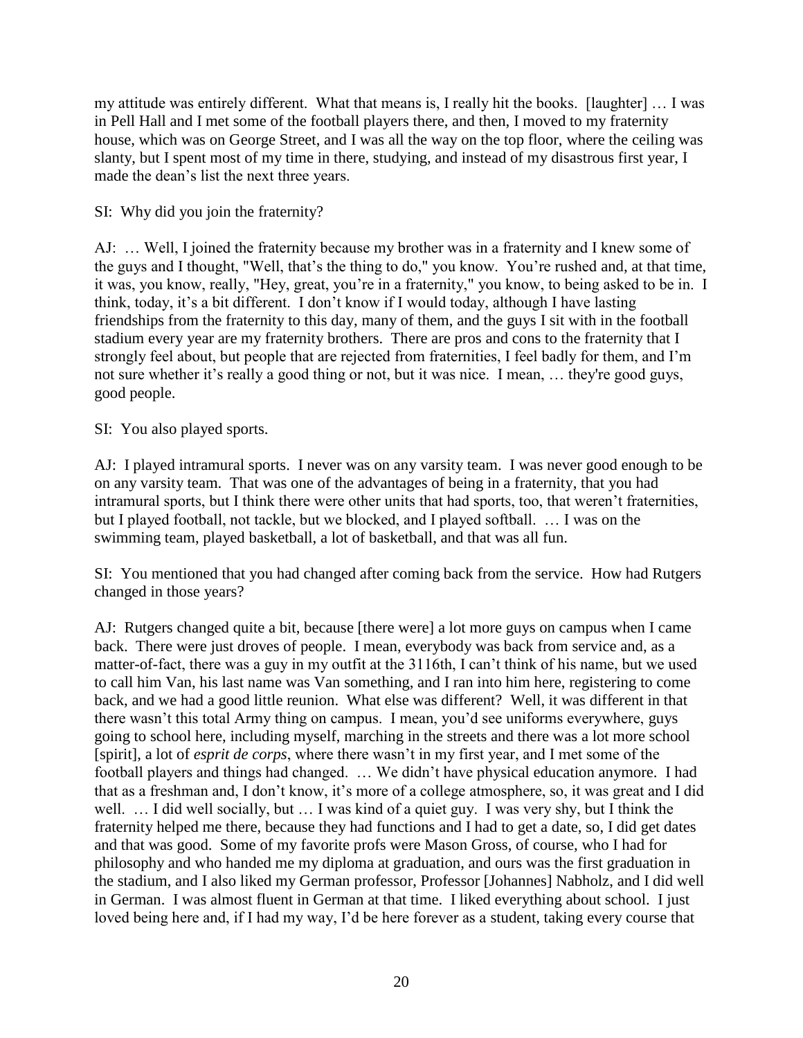my attitude was entirely different. What that means is, I really hit the books. [laughter] … I was in Pell Hall and I met some of the football players there, and then, I moved to my fraternity house, which was on George Street, and I was all the way on the top floor, where the ceiling was slanty, but I spent most of my time in there, studying, and instead of my disastrous first year, I made the dean's list the next three years.

SI: Why did you join the fraternity?

AJ: … Well, I joined the fraternity because my brother was in a fraternity and I knew some of the guys and I thought, "Well, that's the thing to do," you know. You're rushed and, at that time, it was, you know, really, "Hey, great, you're in a fraternity," you know, to being asked to be in. I think, today, it's a bit different. I don't know if I would today, although I have lasting friendships from the fraternity to this day, many of them, and the guys I sit with in the football stadium every year are my fraternity brothers. There are pros and cons to the fraternity that I strongly feel about, but people that are rejected from fraternities, I feel badly for them, and I'm not sure whether it's really a good thing or not, but it was nice. I mean, … they're good guys, good people.

SI: You also played sports.

AJ: I played intramural sports. I never was on any varsity team. I was never good enough to be on any varsity team. That was one of the advantages of being in a fraternity, that you had intramural sports, but I think there were other units that had sports, too, that weren't fraternities, but I played football, not tackle, but we blocked, and I played softball. … I was on the swimming team, played basketball, a lot of basketball, and that was all fun.

SI: You mentioned that you had changed after coming back from the service. How had Rutgers changed in those years?

AJ: Rutgers changed quite a bit, because [there were] a lot more guys on campus when I came back. There were just droves of people. I mean, everybody was back from service and, as a matter-of-fact, there was a guy in my outfit at the 3116th, I can't think of his name, but we used to call him Van, his last name was Van something, and I ran into him here, registering to come back, and we had a good little reunion. What else was different? Well, it was different in that there wasn't this total Army thing on campus. I mean, you'd see uniforms everywhere, guys going to school here, including myself, marching in the streets and there was a lot more school [spirit], a lot of *esprit de corps*, where there wasn't in my first year, and I met some of the football players and things had changed. … We didn't have physical education anymore. I had that as a freshman and, I don't know, it's more of a college atmosphere, so, it was great and I did well. … I did well socially, but … I was kind of a quiet guy. I was very shy, but I think the fraternity helped me there, because they had functions and I had to get a date, so, I did get dates and that was good. Some of my favorite profs were Mason Gross, of course, who I had for philosophy and who handed me my diploma at graduation, and ours was the first graduation in the stadium, and I also liked my German professor, Professor [Johannes] Nabholz, and I did well in German. I was almost fluent in German at that time. I liked everything about school. I just loved being here and, if I had my way, I'd be here forever as a student, taking every course that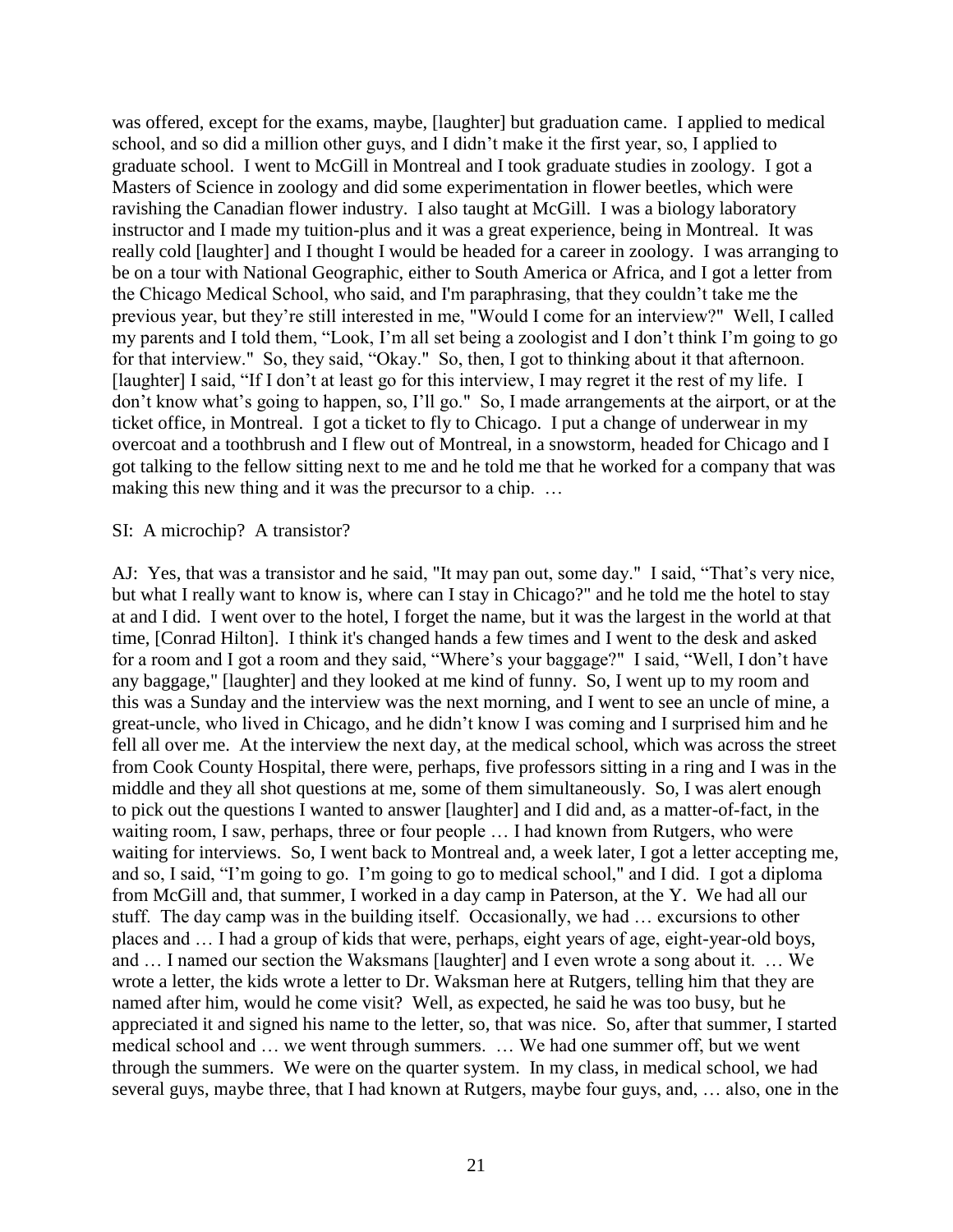was offered, except for the exams, maybe, [laughter] but graduation came. I applied to medical school, and so did a million other guys, and I didn't make it the first year, so, I applied to graduate school. I went to McGill in Montreal and I took graduate studies in zoology. I got a Masters of Science in zoology and did some experimentation in flower beetles, which were ravishing the Canadian flower industry. I also taught at McGill. I was a biology laboratory instructor and I made my tuition-plus and it was a great experience, being in Montreal. It was really cold [laughter] and I thought I would be headed for a career in zoology. I was arranging to be on a tour with National Geographic, either to South America or Africa, and I got a letter from the Chicago Medical School, who said, and I'm paraphrasing, that they couldn't take me the previous year, but they're still interested in me, "Would I come for an interview?" Well, I called my parents and I told them, "Look, I'm all set being a zoologist and I don't think I'm going to go for that interview." So, they said, "Okay." So, then, I got to thinking about it that afternoon. [laughter] I said, "If I don't at least go for this interview, I may regret it the rest of my life. I don't know what's going to happen, so, I'll go." So, I made arrangements at the airport, or at the ticket office, in Montreal. I got a ticket to fly to Chicago. I put a change of underwear in my overcoat and a toothbrush and I flew out of Montreal, in a snowstorm, headed for Chicago and I got talking to the fellow sitting next to me and he told me that he worked for a company that was making this new thing and it was the precursor to a chip. …

SI: A microchip? A transistor?

AJ: Yes, that was a transistor and he said, "It may pan out, some day." I said, "That's very nice, but what I really want to know is, where can I stay in Chicago?" and he told me the hotel to stay at and I did. I went over to the hotel, I forget the name, but it was the largest in the world at that time, [Conrad Hilton]. I think it's changed hands a few times and I went to the desk and asked for a room and I got a room and they said, "Where's your baggage?" I said, "Well, I don't have any baggage," [laughter] and they looked at me kind of funny. So, I went up to my room and this was a Sunday and the interview was the next morning, and I went to see an uncle of mine, a great-uncle, who lived in Chicago, and he didn't know I was coming and I surprised him and he fell all over me. At the interview the next day, at the medical school, which was across the street from Cook County Hospital, there were, perhaps, five professors sitting in a ring and I was in the middle and they all shot questions at me, some of them simultaneously. So, I was alert enough to pick out the questions I wanted to answer [laughter] and I did and, as a matter-of-fact, in the waiting room, I saw, perhaps, three or four people … I had known from Rutgers, who were waiting for interviews. So, I went back to Montreal and, a week later, I got a letter accepting me, and so, I said, "I'm going to go. I'm going to go to medical school," and I did. I got a diploma from McGill and, that summer, I worked in a day camp in Paterson, at the Y. We had all our stuff. The day camp was in the building itself. Occasionally, we had … excursions to other places and … I had a group of kids that were, perhaps, eight years of age, eight-year-old boys, and … I named our section the Waksmans [laughter] and I even wrote a song about it. … We wrote a letter, the kids wrote a letter to Dr. Waksman here at Rutgers, telling him that they are named after him, would he come visit? Well, as expected, he said he was too busy, but he appreciated it and signed his name to the letter, so, that was nice. So, after that summer, I started medical school and … we went through summers. … We had one summer off, but we went through the summers. We were on the quarter system. In my class, in medical school, we had several guys, maybe three, that I had known at Rutgers, maybe four guys, and, … also, one in the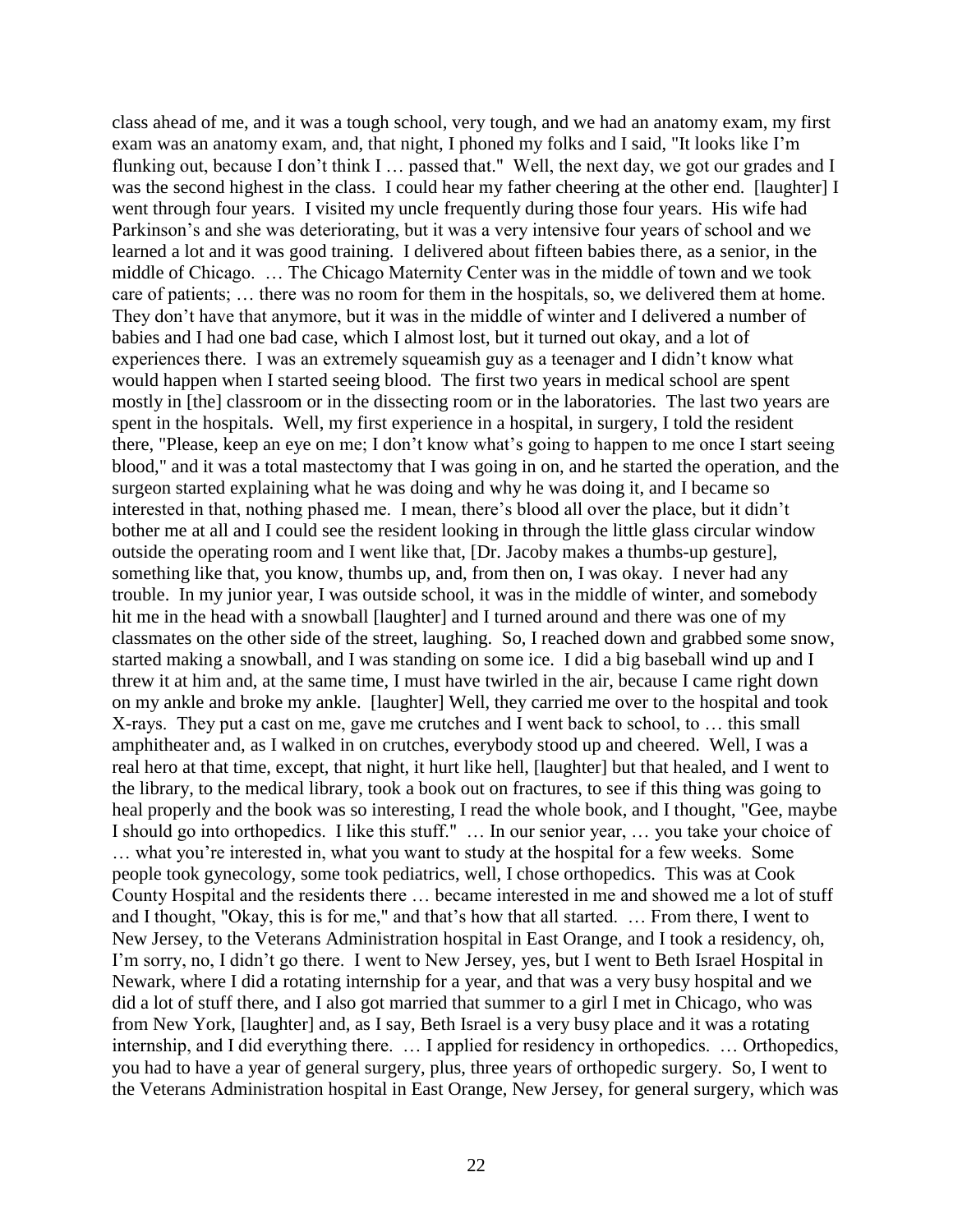class ahead of me, and it was a tough school, very tough, and we had an anatomy exam, my first exam was an anatomy exam, and, that night, I phoned my folks and I said, "It looks like I'm flunking out, because I don't think I … passed that." Well, the next day, we got our grades and I was the second highest in the class. I could hear my father cheering at the other end. [laughter] I went through four years. I visited my uncle frequently during those four years. His wife had Parkinson's and she was deteriorating, but it was a very intensive four years of school and we learned a lot and it was good training. I delivered about fifteen babies there, as a senior, in the middle of Chicago. … The Chicago Maternity Center was in the middle of town and we took care of patients; … there was no room for them in the hospitals, so, we delivered them at home. They don't have that anymore, but it was in the middle of winter and I delivered a number of babies and I had one bad case, which I almost lost, but it turned out okay, and a lot of experiences there. I was an extremely squeamish guy as a teenager and I didn't know what would happen when I started seeing blood. The first two years in medical school are spent mostly in [the] classroom or in the dissecting room or in the laboratories. The last two years are spent in the hospitals. Well, my first experience in a hospital, in surgery, I told the resident there, "Please, keep an eye on me; I don't know what's going to happen to me once I start seeing blood," and it was a total mastectomy that I was going in on, and he started the operation, and the surgeon started explaining what he was doing and why he was doing it, and I became so interested in that, nothing phased me. I mean, there's blood all over the place, but it didn't bother me at all and I could see the resident looking in through the little glass circular window outside the operating room and I went like that, [Dr. Jacoby makes a thumbs-up gesture], something like that, you know, thumbs up, and, from then on, I was okay. I never had any trouble. In my junior year, I was outside school, it was in the middle of winter, and somebody hit me in the head with a snowball [laughter] and I turned around and there was one of my classmates on the other side of the street, laughing. So, I reached down and grabbed some snow, started making a snowball, and I was standing on some ice. I did a big baseball wind up and I threw it at him and, at the same time, I must have twirled in the air, because I came right down on my ankle and broke my ankle. [laughter] Well, they carried me over to the hospital and took X-rays. They put a cast on me, gave me crutches and I went back to school, to … this small amphitheater and, as I walked in on crutches, everybody stood up and cheered. Well, I was a real hero at that time, except, that night, it hurt like hell, [laughter] but that healed, and I went to the library, to the medical library, took a book out on fractures, to see if this thing was going to heal properly and the book was so interesting, I read the whole book, and I thought, "Gee, maybe I should go into orthopedics. I like this stuff." … In our senior year, … you take your choice of … what you're interested in, what you want to study at the hospital for a few weeks. Some people took gynecology, some took pediatrics, well, I chose orthopedics. This was at Cook County Hospital and the residents there … became interested in me and showed me a lot of stuff and I thought, "Okay, this is for me," and that's how that all started. … From there, I went to New Jersey, to the Veterans Administration hospital in East Orange, and I took a residency, oh, I'm sorry, no, I didn't go there. I went to New Jersey, yes, but I went to Beth Israel Hospital in Newark, where I did a rotating internship for a year, and that was a very busy hospital and we did a lot of stuff there, and I also got married that summer to a girl I met in Chicago, who was from New York, [laughter] and, as I say, Beth Israel is a very busy place and it was a rotating internship, and I did everything there. … I applied for residency in orthopedics. … Orthopedics, you had to have a year of general surgery, plus, three years of orthopedic surgery. So, I went to the Veterans Administration hospital in East Orange, New Jersey, for general surgery, which was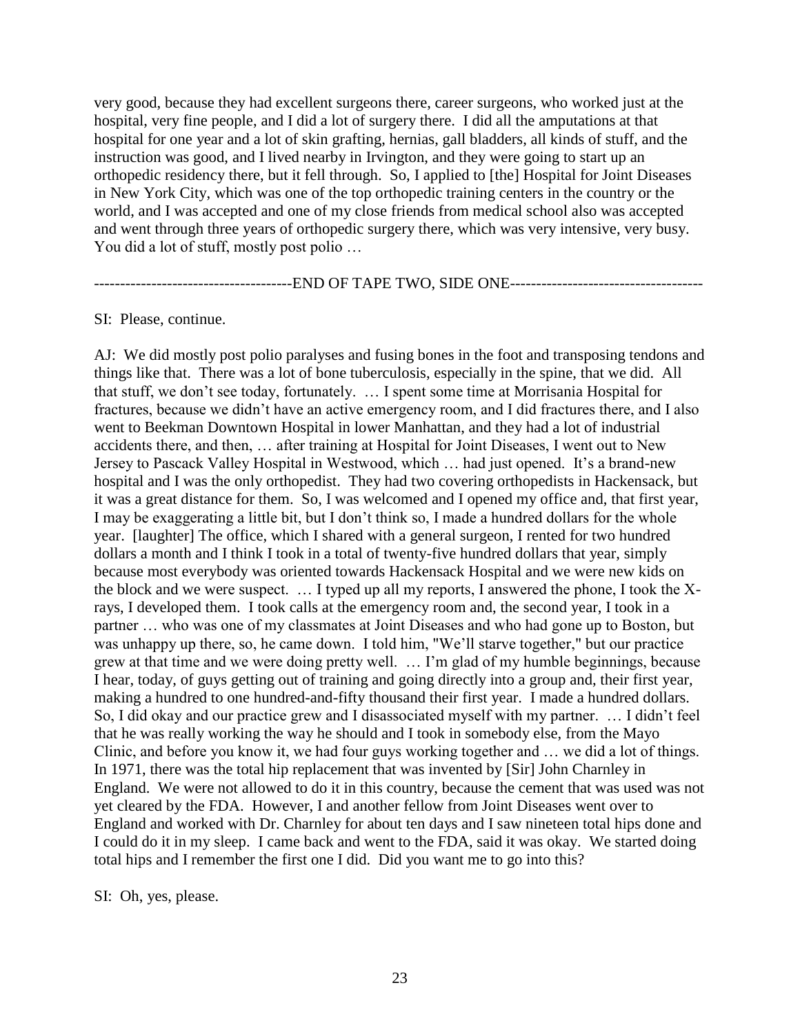very good, because they had excellent surgeons there, career surgeons, who worked just at the hospital, very fine people, and I did a lot of surgery there. I did all the amputations at that hospital for one year and a lot of skin grafting, hernias, gall bladders, all kinds of stuff, and the instruction was good, and I lived nearby in Irvington, and they were going to start up an orthopedic residency there, but it fell through. So, I applied to [the] Hospital for Joint Diseases in New York City, which was one of the top orthopedic training centers in the country or the world, and I was accepted and one of my close friends from medical school also was accepted and went through three years of orthopedic surgery there, which was very intensive, very busy. You did a lot of stuff, mostly post polio …

-------------------------------------END OF TAPE TWO, SIDE ONE-------------------------------------

SI: Please, continue.

AJ: We did mostly post polio paralyses and fusing bones in the foot and transposing tendons and things like that. There was a lot of bone tuberculosis, especially in the spine, that we did. All that stuff, we don't see today, fortunately. … I spent some time at Morrisania Hospital for fractures, because we didn't have an active emergency room, and I did fractures there, and I also went to Beekman Downtown Hospital in lower Manhattan, and they had a lot of industrial accidents there, and then, … after training at Hospital for Joint Diseases, I went out to New Jersey to Pascack Valley Hospital in Westwood, which … had just opened. It's a brand-new hospital and I was the only orthopedist. They had two covering orthopedists in Hackensack, but it was a great distance for them. So, I was welcomed and I opened my office and, that first year, I may be exaggerating a little bit, but I don't think so, I made a hundred dollars for the whole year. [laughter] The office, which I shared with a general surgeon, I rented for two hundred dollars a month and I think I took in a total of twenty-five hundred dollars that year, simply because most everybody was oriented towards Hackensack Hospital and we were new kids on the block and we were suspect. … I typed up all my reports, I answered the phone, I took the X-rays, I developed them. I took calls at the emergency room and, the second year, I took in a partner … who was one of my classmates at Joint Diseases and who had gone up to Boston, but was unhappy up there, so, he came down. I told him, "We'll starve together," but our practice grew at that time and we were doing pretty well. … I'm glad of my humble beginnings, because I hear, today, of guys getting out of training and going directly into a group and, their first year, making a hundred to one hundred-and-fifty thousand their first year. I made a hundred dollars. So, I did okay and our practice grew and I disassociated myself with my partner. … I didn't feel that he was really working the way he should and I took in somebody else, from the Mayo Clinic, and before you know it, we had four guys working together and … we did a lot of things. In 1971, there was the total hip replacement that was invented by [Sir] John Charnley in England. We were not allowed to do it in this country, because the cement that was used was not yet cleared by the FDA. However, I and another fellow from Joint Diseases went over to England and worked with Dr. Charnley for about ten days and I saw nineteen total hips done and I could do it in my sleep. I came back and went to the FDA, said it was okay. We started doing total hips and I remember the first one I did. Did you want me to go into this?

SI: Oh, yes, please.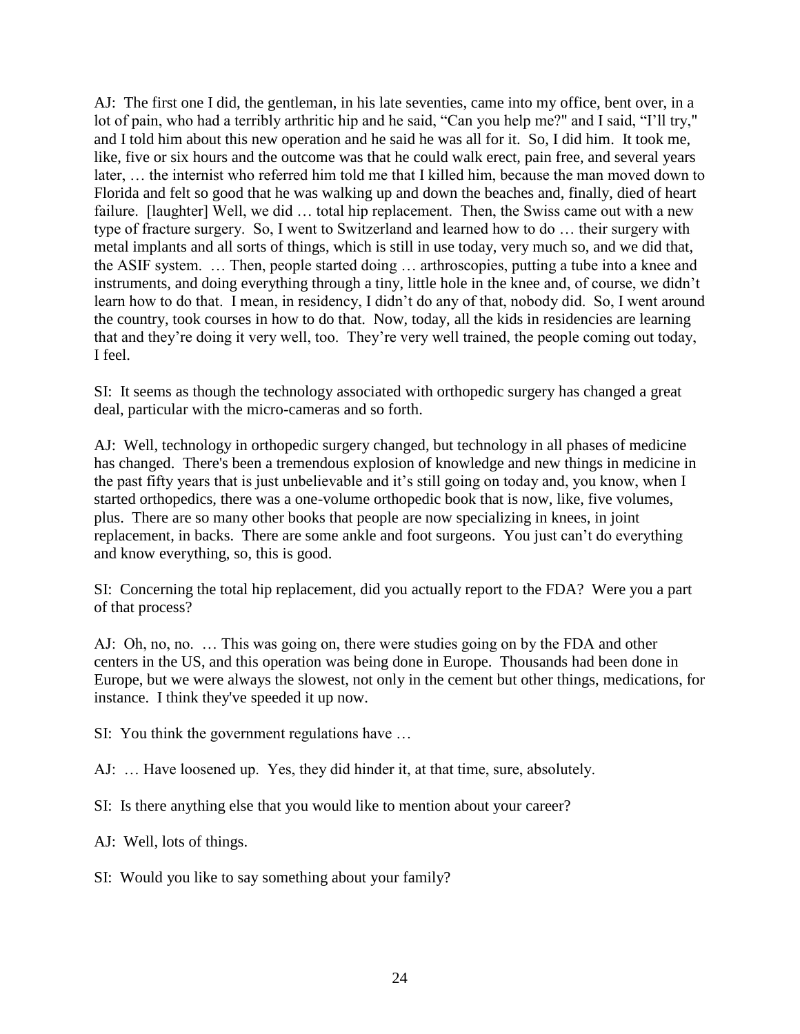AJ: The first one I did, the gentleman, in his late seventies, came into my office, bent over, in a lot of pain, who had a terribly arthritic hip and he said, "Can you help me?" and I said, "I'll try," and I told him about this new operation and he said he was all for it. So, I did him. It took me, like, five or six hours and the outcome was that he could walk erect, pain free, and several years later, … the internist who referred him told me that I killed him, because the man moved down to Florida and felt so good that he was walking up and down the beaches and, finally, died of heart failure. [laughter] Well, we did … total hip replacement. Then, the Swiss came out with a new type of fracture surgery. So, I went to Switzerland and learned how to do … their surgery with metal implants and all sorts of things, which is still in use today, very much so, and we did that, the ASIF system. … Then, people started doing … arthroscopies, putting a tube into a knee and instruments, and doing everything through a tiny, little hole in the knee and, of course, we didn't learn how to do that. I mean, in residency, I didn't do any of that, nobody did. So, I went around the country, took courses in how to do that. Now, today, all the kids in residencies are learning that and they're doing it very well, too. They're very well trained, the people coming out today, I feel.

SI: It seems as though the technology associated with orthopedic surgery has changed a great deal, particular with the micro-cameras and so forth.

AJ: Well, technology in orthopedic surgery changed, but technology in all phases of medicine has changed. There's been a tremendous explosion of knowledge and new things in medicine in the past fifty years that is just unbelievable and it's still going on today and, you know, when I started orthopedics, there was a one-volume orthopedic book that is now, like, five volumes, plus. There are so many other books that people are now specializing in knees, in joint replacement, in backs. There are some ankle and foot surgeons. You just can't do everything and know everything, so, this is good.

SI: Concerning the total hip replacement, did you actually report to the FDA? Were you a part of that process?

AJ: Oh, no, no. … This was going on, there were studies going on by the FDA and other centers in the US, and this operation was being done in Europe. Thousands had been done in Europe, but we were always the slowest, not only in the cement but other things, medications, for instance. I think they've speeded it up now.

SI: You think the government regulations have …

AJ: … Have loosened up. Yes, they did hinder it, at that time, sure, absolutely.

SI: Is there anything else that you would like to mention about your career?

AJ: Well, lots of things.

SI: Would you like to say something about your family?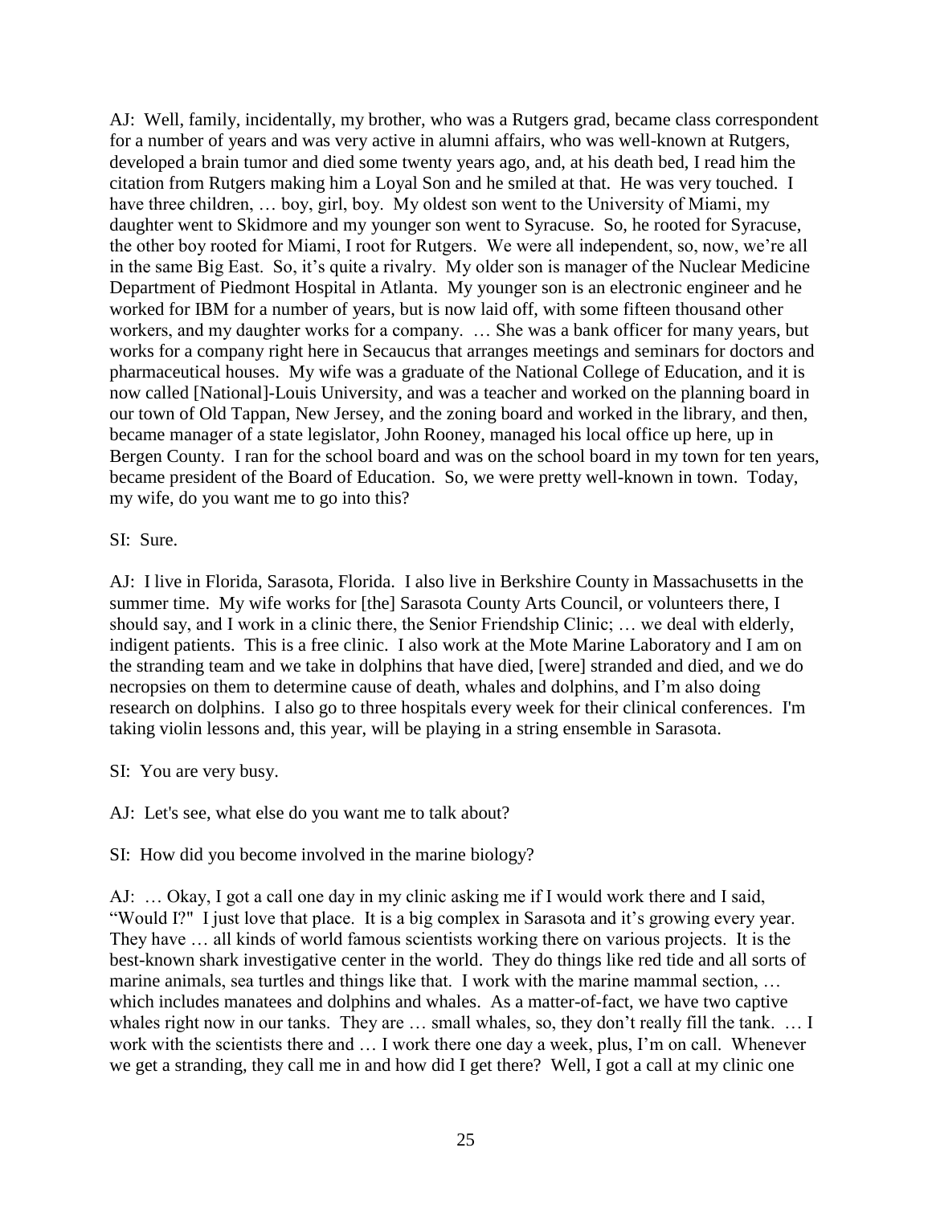AJ: Well, family, incidentally, my brother, who was a Rutgers grad, became class correspondent for a number of years and was very active in alumni affairs, who was well-known at Rutgers, developed a brain tumor and died some twenty years ago, and, at his death bed, I read him the citation from Rutgers making him a Loyal Son and he smiled at that. He was very touched. I have three children, … boy, girl, boy. My oldest son went to the University of Miami, my daughter went to Skidmore and my younger son went to Syracuse. So, he rooted for Syracuse, the other boy rooted for Miami, I root for Rutgers. We were all independent, so, now, we're all in the same Big East. So, it's quite a rivalry. My older son is manager of the Nuclear Medicine Department of Piedmont Hospital in Atlanta. My younger son is an electronic engineer and he worked for IBM for a number of years, but is now laid off, with some fifteen thousand other workers, and my daughter works for a company. … She was a bank officer for many years, but works for a company right here in Secaucus that arranges meetings and seminars for doctors and pharmaceutical houses. My wife was a graduate of the National College of Education, and it is now called [National]-Louis University, and was a teacher and worked on the planning board in our town of Old Tappan, New Jersey, and the zoning board and worked in the library, and then, became manager of a state legislator, John Rooney, managed his local office up here, up in Bergen County. I ran for the school board and was on the school board in my town for ten years, became president of the Board of Education. So, we were pretty well-known in town. Today, my wife, do you want me to go into this?

SI: Sure.

AJ: I live in Florida, Sarasota, Florida. I also live in Berkshire County in Massachusetts in the summer time. My wife works for [the] Sarasota County Arts Council, or volunteers there, I should say, and I work in a clinic there, the Senior Friendship Clinic; … we deal with elderly, indigent patients. This is a free clinic. I also work at the Mote Marine Laboratory and I am on the stranding team and we take in dolphins that have died, [were] stranded and died, and we do necropsies on them to determine cause of death, whales and dolphins, and I'm also doing research on dolphins. I also go to three hospitals every week for their clinical conferences. I'm taking violin lessons and, this year, will be playing in a string ensemble in Sarasota.

SI: You are very busy.

AJ: Let's see, what else do you want me to talk about?

SI: How did you become involved in the marine biology?

AJ: … Okay, I got a call one day in my clinic asking me if I would work there and I said, "Would I?" I just love that place. It is a big complex in Sarasota and it's growing every year. They have … all kinds of world famous scientists working there on various projects. It is the best-known shark investigative center in the world. They do things like red tide and all sorts of marine animals, sea turtles and things like that. I work with the marine mammal section, … which includes manatees and dolphins and whales. As a matter-of-fact, we have two captive whales right now in our tanks. They are … small whales, so, they don't really fill the tank. … I work with the scientists there and … I work there one day a week, plus, I'm on call. Whenever we get a stranding, they call me in and how did I get there? Well, I got a call at my clinic one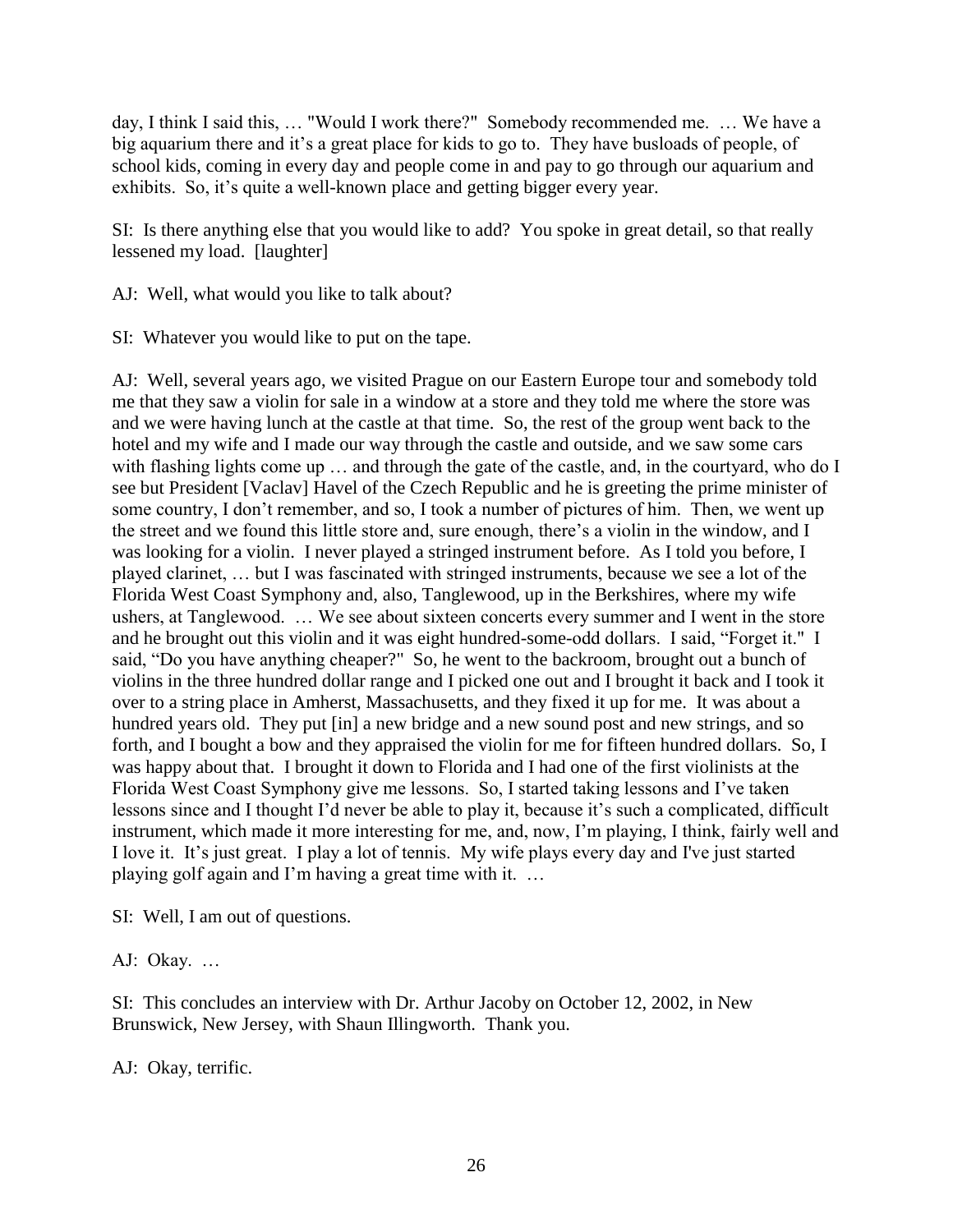day, I think I said this, … "Would I work there?" Somebody recommended me. … We have a big aquarium there and it's a great place for kids to go to. They have busloads of people, of school kids, coming in every day and people come in and pay to go through our aquarium and exhibits. So, it's quite a well-known place and getting bigger every year.

SI: Is there anything else that you would like to add? You spoke in great detail, so that really lessened my load. [laughter]

AJ: Well, what would you like to talk about?

SI: Whatever you would like to put on the tape.

AJ: Well, several years ago, we visited Prague on our Eastern Europe tour and somebody told me that they saw a violin for sale in a window at a store and they told me where the store was and we were having lunch at the castle at that time. So, the rest of the group went back to the hotel and my wife and I made our way through the castle and outside, and we saw some cars with flashing lights come up … and through the gate of the castle, and, in the courtyard, who do I see but President [Vaclav] Havel of the Czech Republic and he is greeting the prime minister of some country, I don't remember, and so, I took a number of pictures of him. Then, we went up the street and we found this little store and, sure enough, there's a violin in the window, and I was looking for a violin. I never played a stringed instrument before. As I told you before, I played clarinet, … but I was fascinated with stringed instruments, because we see a lot of the Florida West Coast Symphony and, also, Tanglewood, up in the Berkshires, where my wife ushers, at Tanglewood. … We see about sixteen concerts every summer and I went in the store and he brought out this violin and it was eight hundred-some-odd dollars. I said, "Forget it." I said, "Do you have anything cheaper?" So, he went to the backroom, brought out a bunch of violins in the three hundred dollar range and I picked one out and I brought it back and I took it over to a string place in Amherst, Massachusetts, and they fixed it up for me. It was about a hundred years old. They put [in] a new bridge and a new sound post and new strings, and so forth, and I bought a bow and they appraised the violin for me for fifteen hundred dollars. So, I was happy about that. I brought it down to Florida and I had one of the first violinists at the Florida West Coast Symphony give me lessons. So, I started taking lessons and I've taken lessons since and I thought I'd never be able to play it, because it's such a complicated, difficult instrument, which made it more interesting for me, and, now, I'm playing, I think, fairly well and I love it. It's just great. I play a lot of tennis. My wife plays every day and I've just started playing golf again and I'm having a great time with it. …

SI: Well, I am out of questions.

AJ: Okay. …

SI: This concludes an interview with Dr. Arthur Jacoby on October 12, 2002, in New Brunswick, New Jersey, with Shaun Illingworth. Thank you.

AJ: Okay, terrific.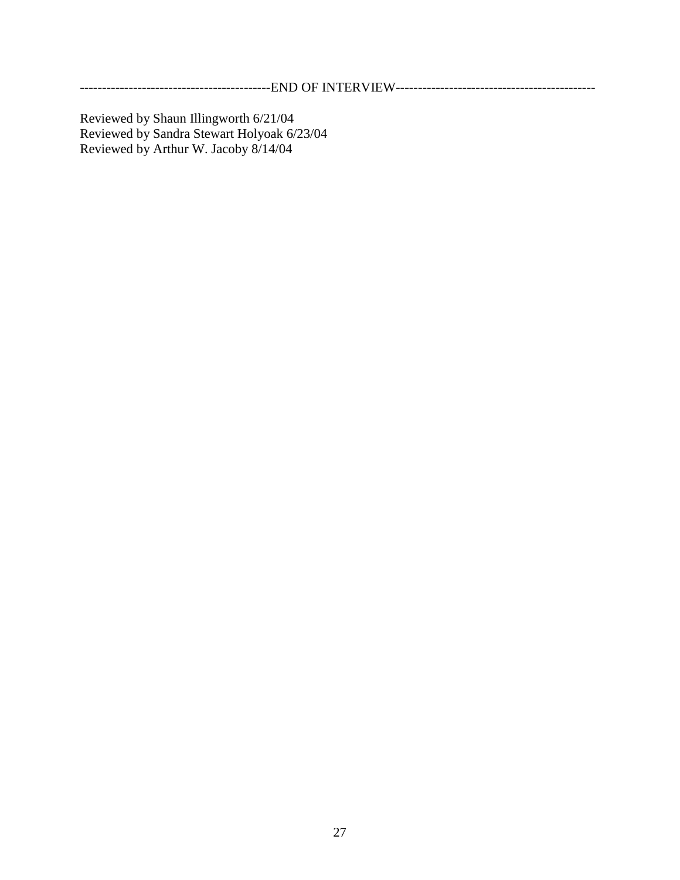------------------------------------------END OF INTERVIEW--------------------------------------------

Reviewed by Shaun Illingworth 6/21/04
Reviewed by Sandra Stewart Holyoak 6/23/04
Reviewed by Arthur W. Jacoby 8/14/04